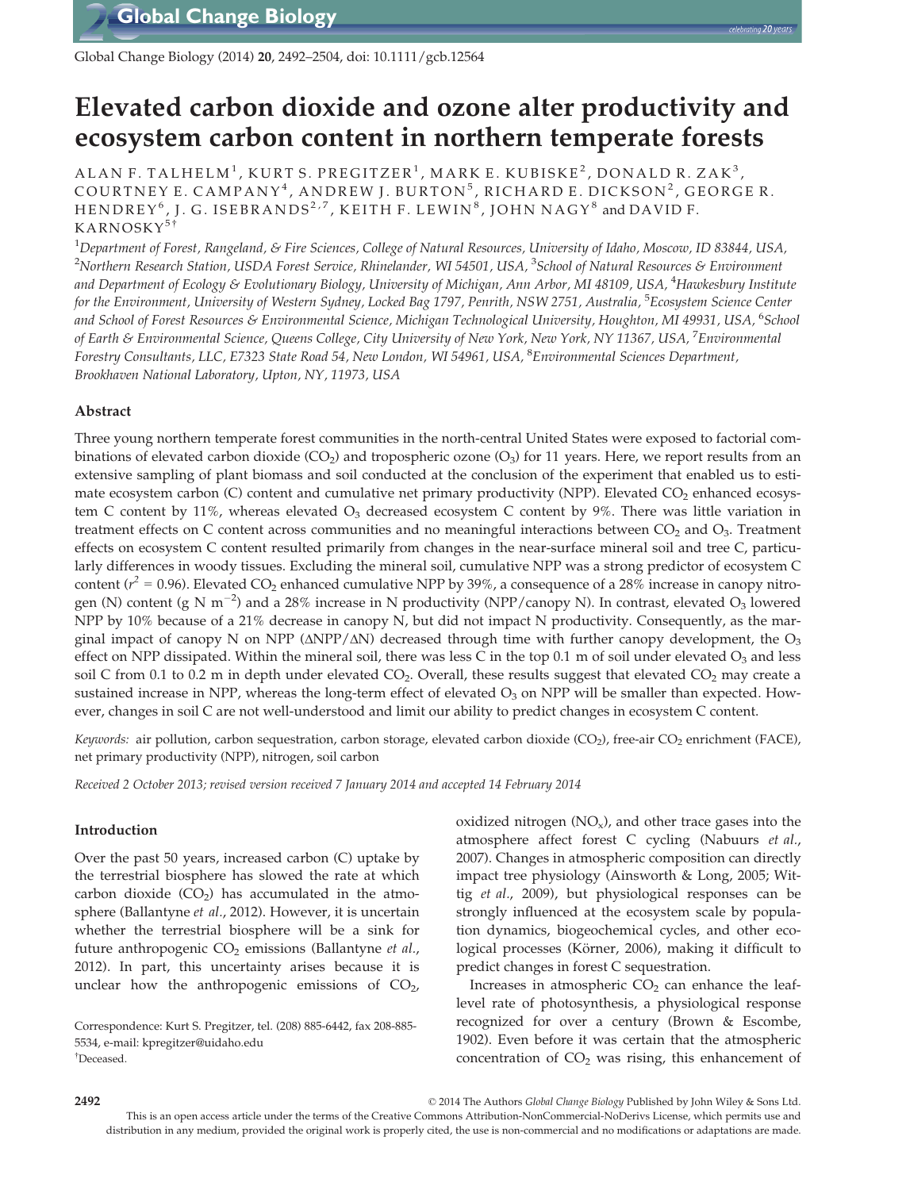# Elevated carbon dioxide and ozone alter productivity and ecosystem carbon content in northern temperate forests

ALAN F. TALHELM[1], KURT S. PREGITZER[1], MARK E. KUBISKE[2], DONALD R. ZAK[3], COURTNEY E. CAMPANY[4], ANDREW J. BURTON[5], RICHARD E. DICKSON[2], GEORGE R. HENDREY[6], J. G. ISEBRANDS[2,7], KEITH F. LEWIN[8], JOHN NAGY[8] and DAVID F. KARNOSKY[5†]

[1]Department of Forest, Rangeland, & Fire Sciences, College of Natural Resources, University of Idaho, Moscow, ID 83844, USA, [2]Northern Research Station, USDA Forest Service, Rhinelander, WI 54501, USA, [3]School of Natural Resources & Environment and Department of Ecology & Evolutionary Biology, University of Michigan, Ann Arbor, MI 48109, USA, [4]Hawkesbury Institute for the Environment, University of Western Sydney, Locked Bag 1797, Penrith, NSW 2751, Australia, [5]Ecosystem Science Center and School of Forest Resources & Environmental Science, Michigan Technological University, Houghton, MI 49931, USA, [6]School of Earth & Environmental Science, Queens College, City University of New York, New York, NY 11367, USA, [7]Environmental Forestry Consultants, LLC, E7323 State Road 54, New London, WI 54961, USA, [8]Environmental Sciences Department, Brookhaven National Laboratory, Upton, NY, 11973, USA

## Abstract

Three young northern temperate forest communities in the north-central United States were exposed to factorial combinations of elevated carbon dioxide ($CO_2$) and tropospheric ozone ($O_3$) for 11 years. Here, we report results from an extensive sampling of plant biomass and soil conducted at the conclusion of the experiment that enabled us to estimate ecosystem carbon (C) content and cumulative net primary productivity (NPP). Elevated $CO_2$ enhanced ecosystem C content by 11%, whereas elevated $O_3$ decreased ecosystem C content by 9%. There was little variation in treatment effects on C content across communities and no meaningful interactions between $CO_2$ and $O_3$. Treatment effects on ecosystem C content resulted primarily from changes in the near-surface mineral soil and tree C, particularly differences in woody tissues. Excluding the mineral soil, cumulative NPP was a strong predictor of ecosystem C content ($r^2 = 0.96$). Elevated $CO_2$ enhanced cumulative NPP by 39%, a consequence of a 28% increase in canopy nitrogen (N) content (g N $m^{-2}$) and a 28% increase in N productivity (NPP/canopy N). In contrast, elevated $O_3$ lowered NPP by 10% because of a 21% decrease in canopy N, but did not impact N productivity. Consequently, as the marginal impact of canopy N on NPP ($\Delta NPP/\Delta N$) decreased through time with further canopy development, the $O_3$ effect on NPP dissipated. Within the mineral soil, there was less C in the top 0.1 m of soil under elevated $O_3$ and less soil C from 0.1 to 0.2 m in depth under elevated $CO_2$. Overall, these results suggest that elevated $CO_2$ may create a sustained increase in NPP, whereas the long-term effect of elevated $O_3$ on NPP will be smaller than expected. However, changes in soil C are not well-understood and limit our ability to predict changes in ecosystem C content.

*Keywords:* air pollution, carbon sequestration, carbon storage, elevated carbon dioxide ($CO_2$), free-air $CO_2$ enrichment (FACE), net primary productivity (NPP), nitrogen, soil carbon

*Received 2 October 2013; revised version received 7 January 2014 and accepted 14 February 2014*

## Introduction

Over the past 50 years, increased carbon (C) uptake by the terrestrial biosphere has slowed the rate at which carbon dioxide ($CO_2$) has accumulated in the atmosphere (Ballantyne *et al.*, 2012). However, it is uncertain whether the terrestrial biosphere will be a sink for future anthropogenic $CO_2$ emissions (Ballantyne *et al.*, 2012). In part, this uncertainty arises because it is unclear how the anthropogenic emissions of $CO_2$, oxidized nitrogen ($NO_x$), and other trace gases into the atmosphere affect forest C cycling (Nabuurs *et al.*, 2007). Changes in atmospheric composition can directly impact tree physiology (Ainsworth & Long, 2005; Wittig *et al.*, 2009), but physiological responses can be strongly influenced at the ecosystem scale by population dynamics, biogeochemical cycles, and other ecological processes (Körner, 2006), making it difficult to predict changes in forest C sequestration.

Increases in atmospheric $CO_2$ can enhance the leaf-level rate of photosynthesis, a physiological response recognized for over a century (Brown & Escombe, 1902). Even before it was certain that the atmospheric concentration of $CO_2$ was rising, this enhancement of

Correspondence: Kurt S. Pregitzer, tel. (208) 885-6442, fax 208-885-5534, e-mail: kpregitzer@uidaho.edu
†Deceased.

© 2014 The Authors *Global Change Biology* Published by John Wiley & Sons Ltd.
This is an open access article under the terms of the Creative Commons Attribution-NonCommercial-NoDerivs License, which permits use and distribution in any medium, provided the original work is properly cited, the use is non-commercial and no modifications or adaptations are made.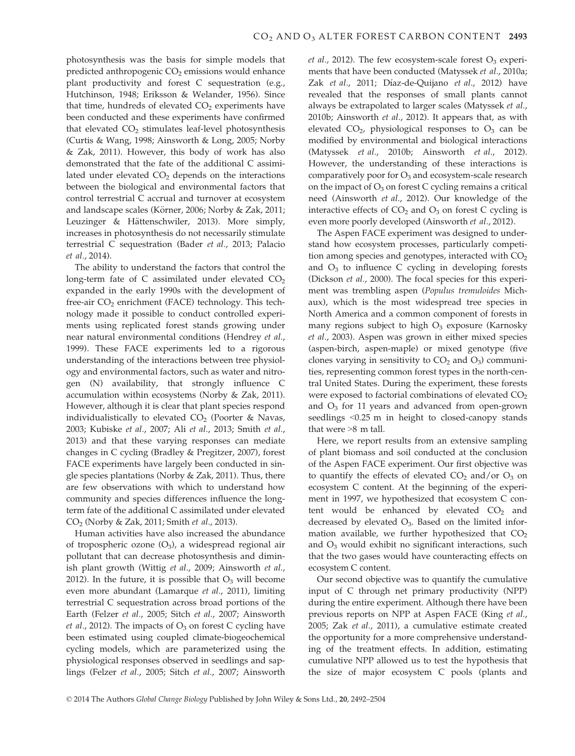photosynthesis was the basis for simple models that predicted anthropogenic $CO_2$ emissions would enhance plant productivity and forest C sequestration (e.g., Hutchinson, 1948; Eriksson & Welander, 1956). Since that time, hundreds of elevated $CO_2$ experiments have been conducted and these experiments have confirmed that elevated $CO_2$ stimulates leaf-level photosynthesis (Curtis & Wang, 1998; Ainsworth & Long, 2005; Norby & Zak, 2011). However, this body of work has also demonstrated that the fate of the additional C assimilated under elevated $CO_2$ depends on the interactions between the biological and environmental factors that control terrestrial C accrual and turnover at ecosystem and landscape scales (Körner, 2006; Norby & Zak, 2011; Leuzinger & Hättenschwiler, 2013). More simply, increases in photosynthesis do not necessarily stimulate terrestrial C sequestration (Bader *et al.*, 2013; Palacio *et al.*, 2014).

The ability to understand the factors that control the long-term fate of C assimilated under elevated $CO_2$ expanded in the early 1990s with the development of free-air $CO_2$ enrichment (FACE) technology. This technology made it possible to conduct controlled experiments using replicated forest stands growing under near natural environmental conditions (Hendrey *et al.*, 1999). These FACE experiments led to a rigorous understanding of the interactions between tree physiology and environmental factors, such as water and nitrogen (N) availability, that strongly influence C accumulation within ecosystems (Norby & Zak, 2011). However, although it is clear that plant species respond individualistically to elevated $CO_2$ (Poorter & Navas, 2003; Kubiske *et al.*, 2007; Ali *et al.*, 2013; Smith *et al.*, 2013) and that these varying responses can mediate changes in C cycling (Bradley & Pregitzer, 2007), forest FACE experiments have largely been conducted in single species plantations (Norby & Zak, 2011). Thus, there are few observations with which to understand how community and species differences influence the long-term fate of the additional C assimilated under elevated $CO_2$ (Norby & Zak, 2011; Smith *et al.*, 2013).

Human activities have also increased the abundance of tropospheric ozone ($O_3$), a widespread regional air pollutant that can decrease photosynthesis and diminish plant growth (Wittig *et al.*, 2009; Ainsworth *et al.*, 2012). In the future, it is possible that $O_3$ will become even more abundant (Lamarque *et al.*, 2011), limiting terrestrial C sequestration across broad portions of the Earth (Felzer *et al.*, 2005; Sitch *et al.*, 2007; Ainsworth *et al.*, 2012). The impacts of $O_3$ on forest C cycling have been estimated using coupled climate-biogeochemical cycling models, which are parameterized using the physiological responses observed in seedlings and saplings (Felzer *et al.*, 2005; Sitch *et al.*, 2007; Ainsworth *et al.*, 2012). The few ecosystem-scale forest $O_3$ experiments that have been conducted (Matyssek *et al.*, 2010a; Zak *et al.*, 2011; Díaz-de-Quijano *et al.*, 2012) have revealed that the responses of small plants cannot always be extrapolated to larger scales (Matyssek *et al.*, 2010b; Ainsworth *et al.*, 2012). It appears that, as with elevated $CO_2$, physiological responses to $O_3$ can be modified by environmental and biological interactions (Matyssek *et al.*, 2010b; Ainsworth *et al.*, 2012). However, the understanding of these interactions is comparatively poor for $O_3$ and ecosystem-scale research on the impact of $O_3$ on forest C cycling remains a critical need (Ainsworth *et al.*, 2012). Our knowledge of the interactive effects of $CO_2$ and $O_3$ on forest C cycling is even more poorly developed (Ainsworth *et al.*, 2012).

The Aspen FACE experiment was designed to understand how ecosystem processes, particularly competition among species and genotypes, interacted with $CO_2$ and $O_3$ to influence C cycling in developing forests (Dickson *et al.*, 2000). The focal species for this experiment was trembling aspen (*Populus tremuloides* Michaux), which is the most widespread tree species in North America and a common component of forests in many regions subject to high $O_3$ exposure (Karnosky *et al.*, 2003). Aspen was grown in either mixed species (aspen-birch, aspen-maple) or mixed genotype (five clones varying in sensitivity to $CO_2$ and $O_3$) communities, representing common forest types in the north-central United States. During the experiment, these forests were exposed to factorial combinations of elevated $CO_2$ and $O_3$ for 11 years and advanced from open-grown seedlings <0.25 m in height to closed-canopy stands that were >8 m tall.

Here, we report results from an extensive sampling of plant biomass and soil conducted at the conclusion of the Aspen FACE experiment. Our first objective was to quantify the effects of elevated $CO_2$ and/or $O_3$ on ecosystem C content. At the beginning of the experiment in 1997, we hypothesized that ecosystem C content would be enhanced by elevated $CO_2$ and decreased by elevated $O_3$. Based on the limited information available, we further hypothesized that $CO_2$ and $O_3$ would exhibit no significant interactions, such that the two gases would have counteracting effects on ecosystem C content.

Our second objective was to quantify the cumulative input of C through net primary productivity (NPP) during the entire experiment. Although there have been previous reports on NPP at Aspen FACE (King *et al.*, 2005; Zak *et al.*, 2011), a cumulative estimate created the opportunity for a more comprehensive understanding of the treatment effects. In addition, estimating cumulative NPP allowed us to test the hypothesis that the size of major ecosystem C pools (plants and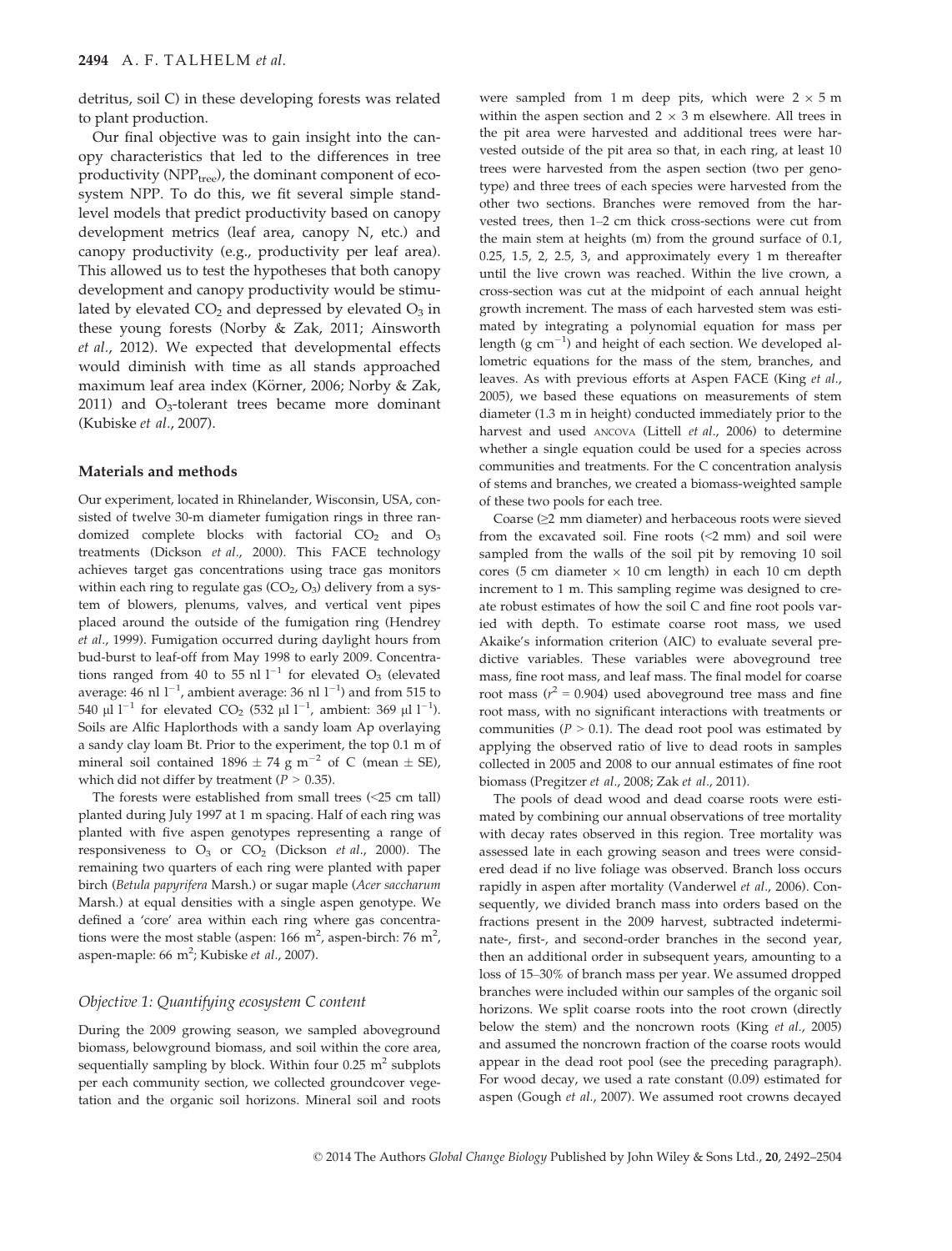detritus, soil C) in these developing forests was related to plant production.

Our final objective was to gain insight into the canopy characteristics that led to the differences in tree productivity ($NPP_{tree}$), the dominant component of ecosystem NPP. To do this, we fit several simple stand-level models that predict productivity based on canopy development metrics (leaf area, canopy N, etc.) and canopy productivity (e.g., productivity per leaf area). This allowed us to test the hypotheses that both canopy development and canopy productivity would be stimulated by elevated $CO_2$ and depressed by elevated $O_3$ in these young forests (Norby & Zak, 2011; Ainsworth *et al.*, 2012). We expected that developmental effects would diminish with time as all stands approached maximum leaf area index (Körner, 2006; Norby & Zak, 2011) and $O_3$-tolerant trees became more dominant (Kubiske *et al.*, 2007).

## Materials and methods

Our experiment, located in Rhinelander, Wisconsin, USA, consisted of twelve 30-m diameter fumigation rings in three randomized complete blocks with factorial $CO_2$ and $O_3$ treatments (Dickson *et al.*, 2000). This FACE technology achieves target gas concentrations using trace gas monitors within each ring to regulate gas ($CO_2$, $O_3$) delivery from a system of blowers, plenums, valves, and vertical vent pipes placed around the outside of the fumigation ring (Hendrey *et al.*, 1999). Fumigation occurred during daylight hours from bud-burst to leaf-off from May 1998 to early 2009. Concentrations ranged from 40 to 55 nl $l^{-1}$ for elevated $O_3$ (elevated average: 46 nl $l^{-1}$, ambient average: 36 nl $l^{-1}$) and from 515 to 540 μl $l^{-1}$ for elevated $CO_2$ (532 μl $l^{-1}$, ambient: 369 μl $l^{-1}$). Soils are Alfic Haplorthods with a sandy loam Ap overlaying a sandy clay loam Bt. Prior to the experiment, the top 0.1 m of mineral soil contained 1896 ± 74 g $m^{-2}$ of C (mean ± SE), which did not differ by treatment ($P > 0.35$).

The forests were established from small trees (<25 cm tall) planted during July 1997 at 1 m spacing. Half of each ring was planted with five aspen genotypes representing a range of responsiveness to $O_3$ or $CO_2$ (Dickson *et al.*, 2000). The remaining two quarters of each ring were planted with paper birch (*Betula papyrifera* Marsh.) or sugar maple (*Acer saccharum* Marsh.) at equal densities with a single aspen genotype. We defined a 'core' area within each ring where gas concentrations were the most stable (aspen: 166 $m^2$, aspen-birch: 76 $m^2$, aspen-maple: 66 $m^2$; Kubiske *et al.*, 2007).

### Objective 1: Quantifying ecosystem C content

During the 2009 growing season, we sampled aboveground biomass, belowground biomass, and soil within the core area, sequentially sampling by block. Within four 0.25 $m^2$ subplots per each community section, we collected groundcover vegetation and the organic soil horizons. Mineral soil and roots were sampled from 1 m deep pits, which were 2 × 5 m within the aspen section and 2 × 3 m elsewhere. All trees in the pit area were harvested and additional trees were harvested outside of the pit area so that, in each ring, at least 10 trees were harvested from the aspen section (two per genotype) and three trees of each species were harvested from the other two sections. Branches were removed from the harvested trees, then 1–2 cm thick cross-sections were cut from the main stem at heights (m) from the ground surface of 0.1, 0.25, 1.5, 2, 2.5, 3, and approximately every 1 m thereafter until the live crown was reached. Within the live crown, a cross-section was cut at the midpoint of each annual height growth increment. The mass of each harvested stem was estimated by integrating a polynomial equation for mass per length (g $cm^{-1}$) and height of each section. We developed allometric equations for the mass of the stem, branches, and leaves. As with previous efforts at Aspen FACE (King *et al.*, 2005), we based these equations on measurements of stem diameter (1.3 m in height) conducted immediately prior to the harvest and used ANCOVA (Littell *et al.*, 2006) to determine whether a single equation could be used for a species across communities and treatments. For the C concentration analysis of stems and branches, we created a biomass-weighted sample of these two pools for each tree.

Coarse (≥2 mm diameter) and herbaceous roots were sieved from the excavated soil. Fine roots (<2 mm) and soil were sampled from the walls of the soil pit by removing 10 soil cores (5 cm diameter × 10 cm length) in each 10 cm depth increment to 1 m. This sampling regime was designed to create robust estimates of how the soil C and fine root pools varied with depth. To estimate coarse root mass, we used Akaike's information criterion (AIC) to evaluate several predictive variables. These variables were aboveground tree mass, fine root mass, and leaf mass. The final model for coarse root mass ($r^2 = 0.904$) used aboveground tree mass and fine root mass, with no significant interactions with treatments or communities ($P > 0.1$). The dead root pool was estimated by applying the observed ratio of live to dead roots in samples collected in 2005 and 2008 to our annual estimates of fine root biomass (Pregitzer *et al.*, 2008; Zak *et al.*, 2011).

The pools of dead wood and dead coarse roots were estimated by combining our annual observations of tree mortality with decay rates observed in this region. Tree mortality was assessed late in each growing season and trees were considered dead if no live foliage was observed. Branch loss occurs rapidly in aspen after mortality (Vanderwel *et al.*, 2006). Consequently, we divided branch mass into orders based on the fractions present in the 2009 harvest, subtracted indeterminate-, first-, and second-order branches in the second year, then an additional order in subsequent years, amounting to a loss of 15–30% of branch mass per year. We assumed dropped branches were included within our samples of the organic soil horizons. We split coarse roots into the root crown (directly below the stem) and the noncrown roots (King *et al.*, 2005) and assumed the noncrown fraction of the coarse roots would appear in the dead root pool (see the preceding paragraph). For wood decay, we used a rate constant (0.09) estimated for aspen (Gough *et al.*, 2007). We assumed root crowns decayed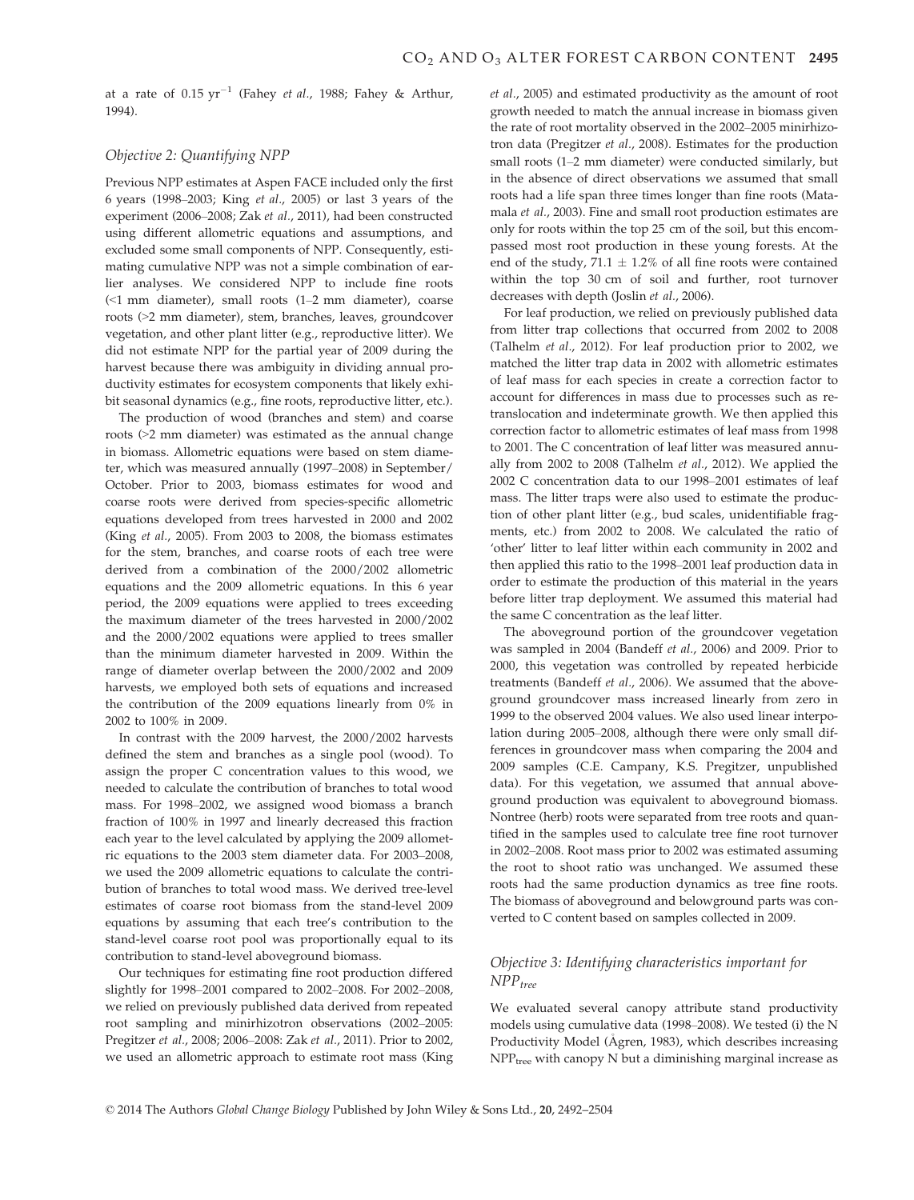at a rate of $0.15\ yr^{-1}$ (Fahey *et al.*, 1988; Fahey & Arthur, 1994).

### *Objective 2: Quantifying NPP*

Previous NPP estimates at Aspen FACE included only the first 6 years (1998–2003; King *et al.*, 2005) or last 3 years of the experiment (2006–2008; Zak *et al.*, 2011), had been constructed using different allometric equations and assumptions, and excluded some small components of NPP. Consequently, estimating cumulative NPP was not a simple combination of earlier analyses. We considered NPP to include fine roots (<1 mm diameter), small roots (1–2 mm diameter), coarse roots (>2 mm diameter), stem, branches, leaves, groundcover vegetation, and other plant litter (e.g., reproductive litter). We did not estimate NPP for the partial year of 2009 during the harvest because there was ambiguity in dividing annual productivity estimates for ecosystem components that likely exhibit seasonal dynamics (e.g., fine roots, reproductive litter, etc.).

The production of wood (branches and stem) and coarse roots (>2 mm diameter) was estimated as the annual change in biomass. Allometric equations were based on stem diameter, which was measured annually (1997–2008) in September/October. Prior to 2003, biomass estimates for wood and coarse roots were derived from species-specific allometric equations developed from trees harvested in 2000 and 2002 (King *et al.*, 2005). From 2003 to 2008, the biomass estimates for the stem, branches, and coarse roots of each tree were derived from a combination of the 2000/2002 allometric equations and the 2009 allometric equations. In this 6 year period, the 2009 equations were applied to trees exceeding the maximum diameter of the trees harvested in 2000/2002 and the 2000/2002 equations were applied to trees smaller than the minimum diameter harvested in 2009. Within the range of diameter overlap between the 2000/2002 and 2009 harvests, we employed both sets of equations and increased the contribution of the 2009 equations linearly from 0% in 2002 to 100% in 2009.

In contrast with the 2009 harvest, the 2000/2002 harvests defined the stem and branches as a single pool (wood). To assign the proper C concentration values to this wood, we needed to calculate the contribution of branches to total wood mass. For 1998–2002, we assigned wood biomass a branch fraction of 100% in 1997 and linearly decreased this fraction each year to the level calculated by applying the 2009 allometric equations to the 2003 stem diameter data. For 2003–2008, we used the 2009 allometric equations to calculate the contribution of branches to total wood mass. We derived tree-level estimates of coarse root biomass from the stand-level 2009 equations by assuming that each tree's contribution to the stand-level coarse root pool was proportionally equal to its contribution to stand-level aboveground biomass.

Our techniques for estimating fine root production differed slightly for 1998–2001 compared to 2002–2008. For 2002–2008, we relied on previously published data derived from repeated root sampling and minirhizotron observations (2002–2005: Pregitzer *et al.*, 2008; 2006–2008: Zak *et al.*, 2011). Prior to 2002, we used an allometric approach to estimate root mass (King *et al.*, 2005) and estimated productivity as the amount of root growth needed to match the annual increase in biomass given the rate of root mortality observed in the 2002–2005 minirhizotron data (Pregitzer *et al.*, 2008). Estimates for the production small roots (1–2 mm diameter) were conducted similarly, but in the absence of direct observations we assumed that small roots had a life span three times longer than fine roots (Matamala *et al.*, 2003). Fine and small root production estimates are only for roots within the top 25 cm of the soil, but this encompassed most root production in these young forests. At the end of the study, $71.1 \pm 1.2\%$ of all fine roots were contained within the top 30 cm of soil and further, root turnover decreases with depth (Joslin *et al.*, 2006).

For leaf production, we relied on previously published data from litter trap collections that occurred from 2002 to 2008 (Talhelm *et al.*, 2012). For leaf production prior to 2002, we matched the litter trap data in 2002 with allometric estimates of leaf mass for each species in create a correction factor to account for differences in mass due to processes such as retranslocation and indeterminate growth. We then applied this correction factor to allometric estimates of leaf mass from 1998 to 2001. The C concentration of leaf litter was measured annually from 2002 to 2008 (Talhelm *et al.*, 2012). We applied the 2002 C concentration data to our 1998–2001 estimates of leaf mass. The litter traps were also used to estimate the production of other plant litter (e.g., bud scales, unidentifiable fragments, etc.) from 2002 to 2008. We calculated the ratio of 'other' litter to leaf litter within each community in 2002 and then applied this ratio to the 1998–2001 leaf production data in order to estimate the production of this material in the years before litter trap deployment. We assumed this material had the same C concentration as the leaf litter.

The aboveground portion of the groundcover vegetation was sampled in 2004 (Bandeff *et al.*, 2006) and 2009. Prior to 2000, this vegetation was controlled by repeated herbicide treatments (Bandeff *et al.*, 2006). We assumed that the aboveground groundcover mass increased linearly from zero in 1999 to the observed 2004 values. We also used linear interpolation during 2005–2008, although there were only small differences in groundcover mass when comparing the 2004 and 2009 samples (C.E. Campany, K.S. Pregitzer, unpublished data). For this vegetation, we assumed that annual aboveground production was equivalent to aboveground biomass. Nontree (herb) roots were separated from tree roots and quantified in the samples used to calculate tree fine root turnover in 2002–2008. Root mass prior to 2002 was estimated assuming the root to shoot ratio was unchanged. We assumed these roots had the same production dynamics as tree fine roots. The biomass of aboveground and belowground parts was converted to C content based on samples collected in 2009.

### *Objective 3: Identifying characteristics important for $NPP_{tree}$*

We evaluated several canopy attribute stand productivity models using cumulative data (1998–2008). We tested (i) the N Productivity Model (Ågren, 1983), which describes increasing $NPP_{tree}$ with canopy N but a diminishing marginal increase as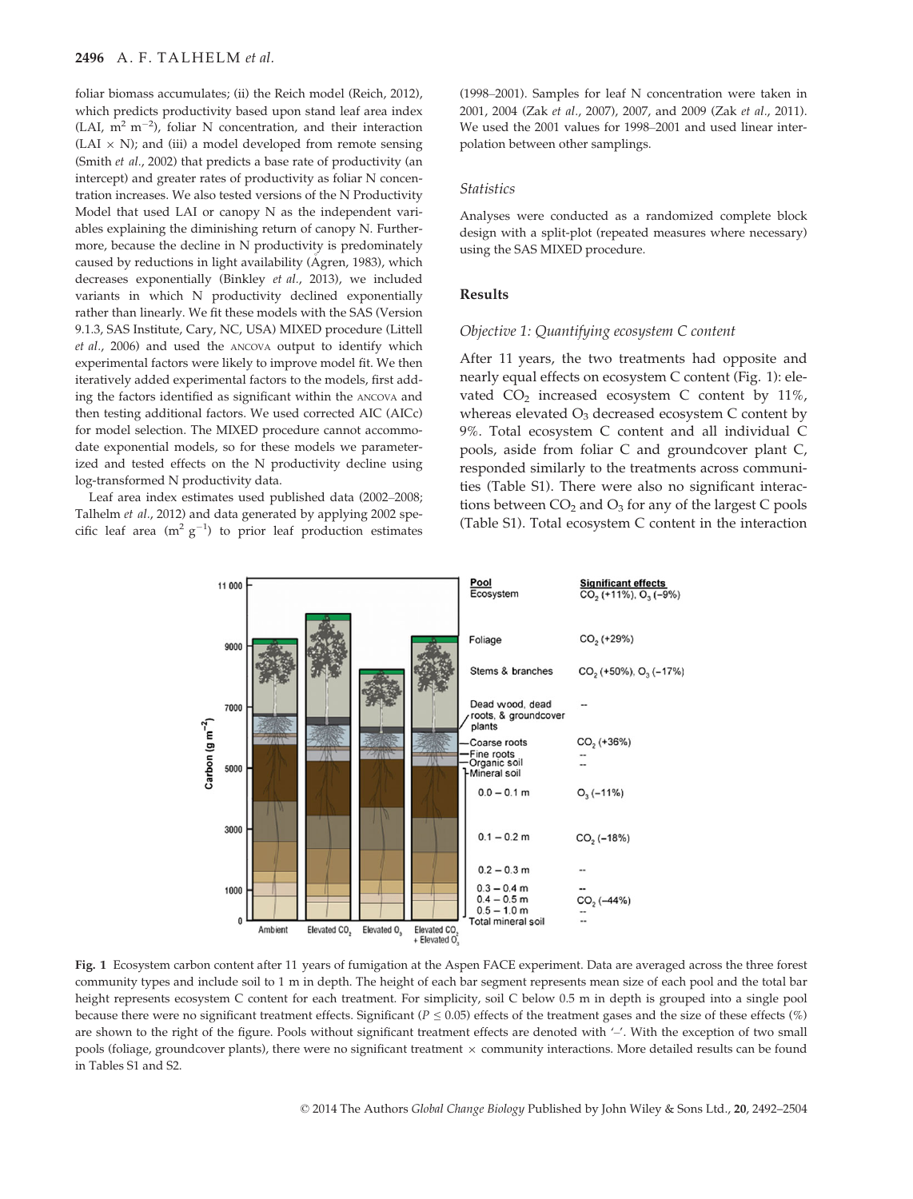foliar biomass accumulates; (ii) the Reich model (Reich, 2012), which predicts productivity based upon stand leaf area index (LAI, $m^2\ m^{-2}$), foliar N concentration, and their interaction (LAI × N); and (iii) a model developed from remote sensing (Smith *et al.*, 2002) that predicts a base rate of productivity (an intercept) and greater rates of productivity as foliar N concentration increases. We also tested versions of the N Productivity Model that used LAI or canopy N as the independent variables explaining the diminishing return of canopy N. Furthermore, because the decline in N productivity is predominately caused by reductions in light availability (Ågren, 1983), which decreases exponentially (Binkley *et al.*, 2013), we included variants in which N productivity declined exponentially rather than linearly. We fit these models with the SAS (Version 9.1.3, SAS Institute, Cary, NC, USA) MIXED procedure (Littell *et al.*, 2006) and used the ANCOVA output to identify which experimental factors were likely to improve model fit. We then iteratively added experimental factors to the models, first adding the factors identified as significant within the ANCOVA and then testing additional factors. We used corrected AIC (AICc) for model selection. The MIXED procedure cannot accommodate exponential models, so for these models we parameterized and tested effects on the N productivity decline using log-transformed N productivity data.

Leaf area index estimates used published data (2002–2008; Talhelm *et al.*, 2012) and data generated by applying 2002 specific leaf area ($m^2\ g^{-1}$) to prior leaf production estimates (1998–2001). Samples for leaf N concentration were taken in 2001, 2004 (Zak *et al.*, 2007), 2007, and 2009 (Zak *et al.*, 2011). We used the 2001 values for 1998–2001 and used linear interpolation between other samplings.

### *Statistics*

Analyses were conducted as a randomized complete block design with a split-plot (repeated measures where necessary) using the SAS MIXED procedure.

## Results

### *Objective 1: Quantifying ecosystem C content*

After 11 years, the two treatments had opposite and nearly equal effects on ecosystem C content (Fig. 1): elevated $CO_2$ increased ecosystem C content by 11%, whereas elevated $O_3$ decreased ecosystem C content by 9%. Total ecosystem C content and all individual C pools, aside from foliar C and groundcover plant C, responded similarly to the treatments across communities (Table S1). There were also no significant interactions between $CO_2$ and $O_3$ for any of the largest C pools (Table S1). Total ecosystem C content in the interaction

**Fig. 1** Ecosystem carbon content after 11 years of fumigation at the Aspen FACE experiment. Data are averaged across the three forest community types and include soil to 1 m in depth. The height of each bar segment represents mean size of each pool and the total bar height represents ecosystem C content for each treatment. For simplicity, soil C below 0.5 m in depth is grouped into a single pool because there were no significant treatment effects. Significant ($P \leq 0.05$) effects of the treatment gases and the size of these effects (%) are shown to the right of the figure. Pools without significant treatment effects are denoted with '–'. With the exception of two small pools (foliage, groundcover plants), there were no significant treatment × community interactions. More detailed results can be found in Tables S1 and S2.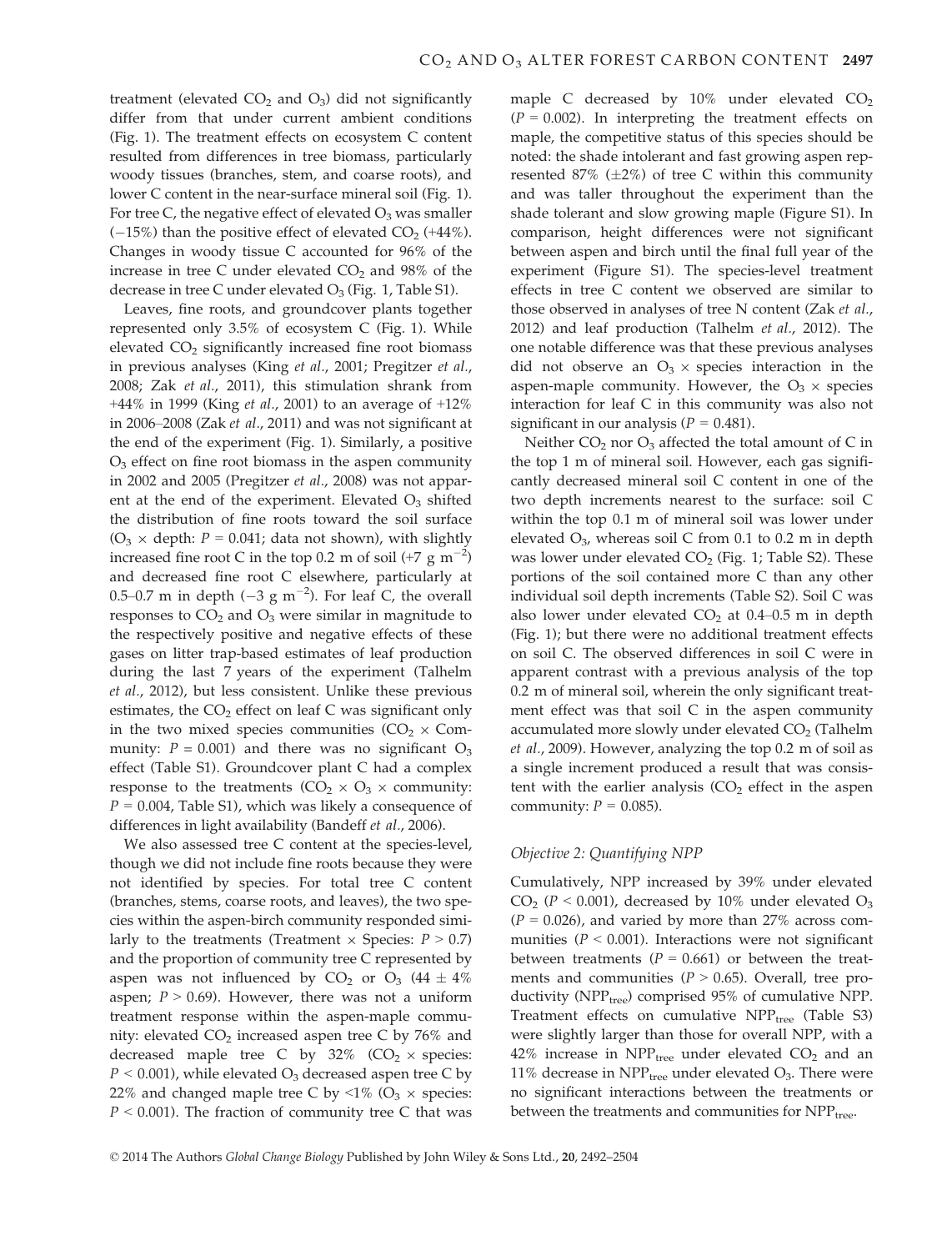treatment (elevated $CO_2$ and $O_3$) did not significantly differ from that under current ambient conditions (Fig. 1). The treatment effects on ecosystem C content resulted from differences in tree biomass, particularly woody tissues (branches, stem, and coarse roots), and lower C content in the near-surface mineral soil (Fig. 1). For tree C, the negative effect of elevated $O_3$ was smaller (−15%) than the positive effect of elevated $CO_2$ (+44%). Changes in woody tissue C accounted for 96% of the increase in tree C under elevated $CO_2$ and 98% of the decrease in tree C under elevated $O_3$ (Fig. 1, Table S1).

Leaves, fine roots, and groundcover plants together represented only 3.5% of ecosystem C (Fig. 1). While elevated $CO_2$ significantly increased fine root biomass in previous analyses (King *et al.*, 2001; Pregitzer *et al.*, 2008; Zak *et al.*, 2011), this stimulation shrank from +44% in 1999 (King *et al.*, 2001) to an average of +12% in 2006–2008 (Zak *et al.*, 2011) and was not significant at the end of the experiment (Fig. 1). Similarly, a positive $O_3$ effect on fine root biomass in the aspen community in 2002 and 2005 (Pregitzer *et al.*, 2008) was not apparent at the end of the experiment. Elevated $O_3$ shifted the distribution of fine roots toward the soil surface ($O_3$ × depth: $P = 0.041$; data not shown), with slightly increased fine root C in the top 0.2 m of soil (+7 g $m^{-2}$) and decreased fine root C elsewhere, particularly at 0.5–0.7 m in depth (−3 g $m^{-2}$). For leaf C, the overall responses to $CO_2$ and $O_3$ were similar in magnitude to the respectively positive and negative effects of these gases on litter trap-based estimates of leaf production during the last 7 years of the experiment (Talhelm *et al.*, 2012), but less consistent. Unlike these previous estimates, the $CO_2$ effect on leaf C was significant only in the two mixed species communities ($CO_2$ × Community: $P = 0.001$) and there was no significant $O_3$ effect (Table S1). Groundcover plant C had a complex response to the treatments ($CO_2$ × $O_3$ × community: $P = 0.004$, Table S1), which was likely a consequence of differences in light availability (Bandeff *et al.*, 2006).

We also assessed tree C content at the species-level, though we did not include fine roots because they were not identified by species. For total tree C content (branches, stems, coarse roots, and leaves), the two species within the aspen-birch community responded similarly to the treatments (Treatment × Species: $P > 0.7$) and the proportion of community tree C represented by aspen was not influenced by $CO_2$ or $O_3$ (44 ± 4% aspen; $P > 0.69$). However, there was not a uniform treatment response within the aspen-maple community: elevated $CO_2$ increased aspen tree C by 76% and decreased maple tree C by 32% ($CO_2$ × species: $P < 0.001$), while elevated $O_3$ decreased aspen tree C by 22% and changed maple tree C by <1% ($O_3$ × species: $P < 0.001$). The fraction of community tree C that was maple C decreased by 10% under elevated $CO_2$ ($P = 0.002$). In interpreting the treatment effects on maple, the competitive status of this species should be noted: the shade intolerant and fast growing aspen represented 87% (±2%) of tree C within this community and was taller throughout the experiment than the shade tolerant and slow growing maple (Figure S1). In comparison, height differences were not significant between aspen and birch until the final full year of the experiment (Figure S1). The species-level treatment effects in tree C content we observed are similar to those observed in analyses of tree N content (Zak *et al.*, 2012) and leaf production (Talhelm *et al.*, 2012). The one notable difference was that these previous analyses did not observe an $O_3$ × species interaction in the aspen-maple community. However, the $O_3$ × species interaction for leaf C in this community was also not significant in our analysis ($P = 0.481$).

Neither $CO_2$ nor $O_3$ affected the total amount of C in the top 1 m of mineral soil. However, each gas significantly decreased mineral soil C content in one of the two depth increments nearest to the surface: soil C within the top 0.1 m of mineral soil was lower under elevated $O_3$, whereas soil C from 0.1 to 0.2 m in depth was lower under elevated $CO_2$ (Fig. 1; Table S2). These portions of the soil contained more C than any other individual soil depth increments (Table S2). Soil C was also lower under elevated $CO_2$ at 0.4–0.5 m in depth (Fig. 1); but there were no additional treatment effects on soil C. The observed differences in soil C were in apparent contrast with a previous analysis of the top 0.2 m of mineral soil, wherein the only significant treatment effect was that soil C in the aspen community accumulated more slowly under elevated $CO_2$ (Talhelm *et al.*, 2009). However, analyzing the top 0.2 m of soil as a single increment produced a result that was consistent with the earlier analysis ($CO_2$ effect in the aspen community: $P = 0.085$).

### *Objective 2: Quantifying NPP*

Cumulatively, NPP increased by 39% under elevated $CO_2$ ($P < 0.001$), decreased by 10% under elevated $O_3$ ($P = 0.026$), and varied by more than 27% across communities ($P < 0.001$). Interactions were not significant between treatments ($P = 0.661$) or between the treatments and communities ($P > 0.65$). Overall, tree productivity ($NPP_{tree}$) comprised 95% of cumulative NPP. Treatment effects on cumulative $NPP_{tree}$ (Table S3) were slightly larger than those for overall NPP, with a 42% increase in $NPP_{tree}$ under elevated $CO_2$ and an 11% decrease in $NPP_{tree}$ under elevated $O_3$. There were no significant interactions between the treatments or between the treatments and communities for $NPP_{tree}$.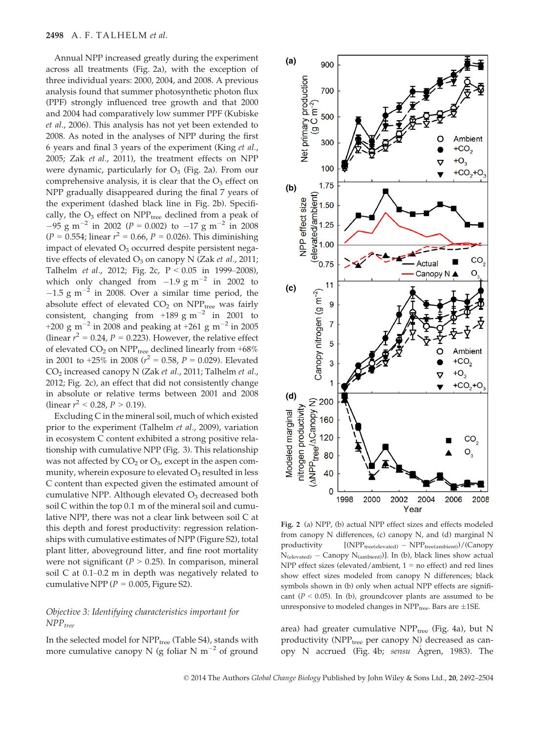Annual NPP increased greatly during the experiment across all treatments (Fig. 2a), with the exception of three individual years: 2000, 2004, and 2008. A previous analysis found that summer photosynthetic photon flux (PPF) strongly influenced tree growth and that 2000 and 2004 had comparatively low summer PPF (Kubiske *et al.*, 2006). This analysis has not yet been extended to 2008. As noted in the analyses of NPP during the first 6 years and final 3 years of the experiment (King *et al.*, 2005; Zak *et al.*, 2011), the treatment effects on NPP were dynamic, particularly for $O_3$ (Fig. 2a). From our comprehensive analysis, it is clear that the $O_3$ effect on NPP gradually disappeared during the final 7 years of the experiment (dashed black line in Fig. 2b). Specifically, the $O_3$ effect on $NPP_{tree}$ declined from a peak of $-95$ g m$^{-2}$ in 2002 ($P = 0.002$) to $-17$ g m$^{-2}$ in 2008 ($P = 0.554$; linear $r^2 = 0.66$, $P = 0.026$). This diminishing impact of elevated $O_3$ occurred despite persistent negative effects of elevated $O_3$ on canopy N (Zak *et al.*, 2011; Talhelm *et al.*, 2012; Fig. 2c, $P < 0.05$ in 1999–2008), which only changed from $-1.9$ g m$^{-2}$ in 2002 to $-1.5$ g m$^{-2}$ in 2008. Over a similar time period, the absolute effect of elevated $CO_2$ on $NPP_{tree}$ was fairly consistent, changing from $+189$ g m$^{-2}$ in 2001 to $+200$ g m$^{-2}$ in 2008 and peaking at $+261$ g m$^{-2}$ in 2005 (linear $r^2 = 0.24$, $P = 0.223$). However, the relative effect of elevated $CO_2$ on $NPP_{tree}$ declined linearly from +68% in 2001 to +25% in 2008 ($r^2 = 0.58$, $P = 0.029$). Elevated $CO_2$ increased canopy N (Zak *et al.*, 2011; Talhelm *et al.*, 2012; Fig. 2c), an effect that did not consistently change in absolute or relative terms between 2001 and 2008 (linear $r^2 < 0.28$, $P > 0.19$).

Excluding C in the mineral soil, much of which existed prior to the experiment (Talhelm *et al.*, 2009), variation in ecosystem C content exhibited a strong positive relationship with cumulative NPP (Fig. 3). This relationship was not affected by $CO_2$ or $O_3$, except in the aspen community, wherein exposure to elevated $O_3$ resulted in less C content than expected given the estimated amount of cumulative NPP. Although elevated $O_3$ decreased both soil C within the top 0.1 m of the mineral soil and cumulative NPP, there was not a clear link between soil C at this depth and forest productivity: regression relationships with cumulative estimates of NPP (Figure S2), total plant litter, aboveground litter, and fine root mortality were not significant ($P > 0.25$). In comparison, mineral soil C at 0.1–0.2 m in depth was negatively related to cumulative NPP ($P = 0.005$, Figure S2).

### *Objective 3: Identifying characteristics important for $NPP_{tree}$*

In the selected model for $NPP_{tree}$ (Table S4), stands with more cumulative canopy N (g foliar N m$^{-2}$ of ground area) had greater cumulative $NPP_{tree}$ (Fig. 4a), but N productivity ($NPP_{tree}$ per canopy N) decreased as canopy N accrued (Fig. 4b; *sensu* Ågren, 1983). The

**Fig. 2** (a) NPP, (b) actual NPP effect sizes and effects modeled from canopy N differences, (c) canopy N, and (d) marginal N productivity [$(NPP_{tree(elevated)} - NPP_{tree(ambient)})/(\text{Canopy } N_{(elevated)} - \text{Canopy } N_{(ambient)})$]. In (b), black lines show actual NPP effect sizes (elevated/ambient, 1 = no effect) and red lines show effect sizes modeled from canopy N differences; black symbols shown in (b) only when actual NPP effects are significant ($P < 0.05$). In (b), groundcover plants are assumed to be unresponsive to modeled changes in $NPP_{tree}$. Bars are ±1SE.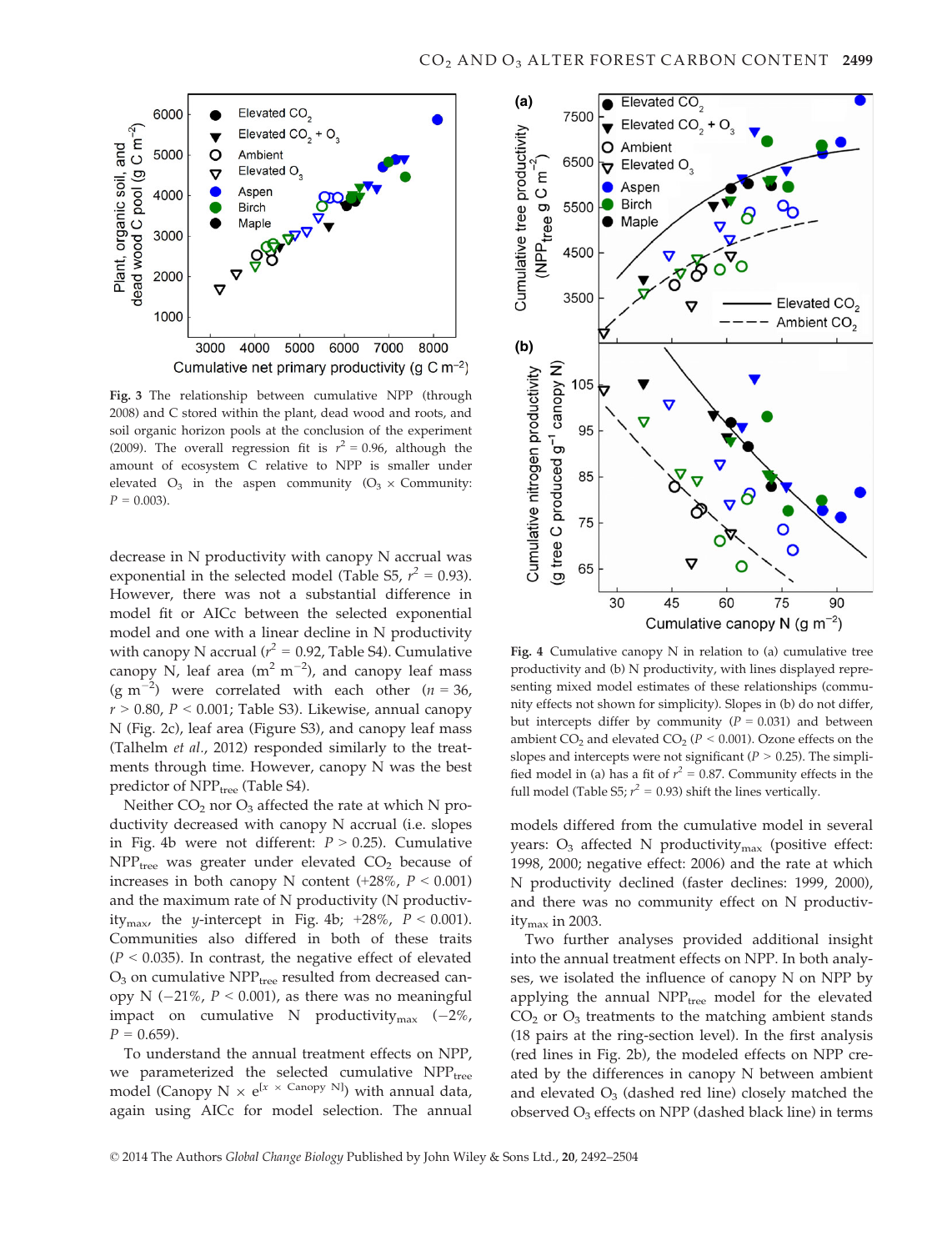Fig. 3 The relationship between cumulative NPP (through 2008) and C stored within the plant, dead wood and roots, and soil organic horizon pools at the conclusion of the experiment (2009). The overall regression fit is $r^2 = 0.96$, although the amount of ecosystem C relative to NPP is smaller under elevated $O_3$ in the aspen community ($O_3$ × Community: $P = 0.003$).

Fig. 4 Cumulative canopy N in relation to (a) cumulative tree productivity and (b) N productivity, with lines displayed representing mixed model estimates of these relationships (community effects not shown for simplicity). Slopes in (b) do not differ, but intercepts differ by community ($P = 0.031$) and between ambient $CO_2$ and elevated $CO_2$ ($P < 0.001$). Ozone effects on the slopes and intercepts were not significant ($P > 0.25$). The simplified model in (a) has a fit of $r^2 = 0.87$. Community effects in the full model (Table S5; $r^2 = 0.93$) shift the lines vertically.

decrease in N productivity with canopy N accrual was exponential in the selected model (Table S5, $r^2 = 0.93$). However, there was not a substantial difference in model fit or AICc between the selected exponential model and one with a linear decline in N productivity with canopy N accrual ($r^2 = 0.92$, Table S4). Cumulative canopy N, leaf area (m$^2$ m$^{-2}$), and canopy leaf mass (g m$^{-2}$) were correlated with each other ($n = 36$, $r > 0.80$, $P < 0.001$; Table S3). Likewise, annual canopy N (Fig. 2c), leaf area (Figure S3), and canopy leaf mass (Talhelm *et al.*, 2012) responded similarly to the treatments through time. However, canopy N was the best predictor of $NPP_{tree}$ (Table S4).

Neither $CO_2$ nor $O_3$ affected the rate at which N productivity decreased with canopy N accrual (i.e. slopes in Fig. 4b were not different: $P > 0.25$). Cumulative $NPP_{tree}$ was greater under elevated $CO_2$ because of increases in both canopy N content (+28%, $P < 0.001$) and the maximum rate of N productivity (N productivity$_{max}$, the *y*-intercept in Fig. 4b; +28%, $P < 0.001$). Communities also differed in both of these traits ($P < 0.035$). In contrast, the negative effect of elevated $O_3$ on cumulative $NPP_{tree}$ resulted from decreased canopy N (−21%, $P < 0.001$), as there was no meaningful impact on cumulative N productivity$_{max}$ (−2%, $P = 0.659$).

To understand the annual treatment effects on NPP, we parameterized the selected cumulative $NPP_{tree}$ model (Canopy N × $e^{[x \times \text{Canopy N}]}$) with annual data, again using AICc for model selection. The annual models differed from the cumulative model in several years: $O_3$ affected N productivity$_{max}$ (positive effect: 1998, 2000; negative effect: 2006) and the rate at which N productivity declined (faster declines: 1999, 2000), and there was no community effect on N productivity$_{max}$ in 2003.

Two further analyses provided additional insight into the annual treatment effects on NPP. In both analyses, we isolated the influence of canopy N on NPP by applying the annual $NPP_{tree}$ model for the elevated $CO_2$ or $O_3$ treatments to the matching ambient stands (18 pairs at the ring-section level). In the first analysis (red lines in Fig. 2b), the modeled effects on NPP created by the differences in canopy N between ambient and elevated $O_3$ (dashed red line) closely matched the observed $O_3$ effects on NPP (dashed black line) in terms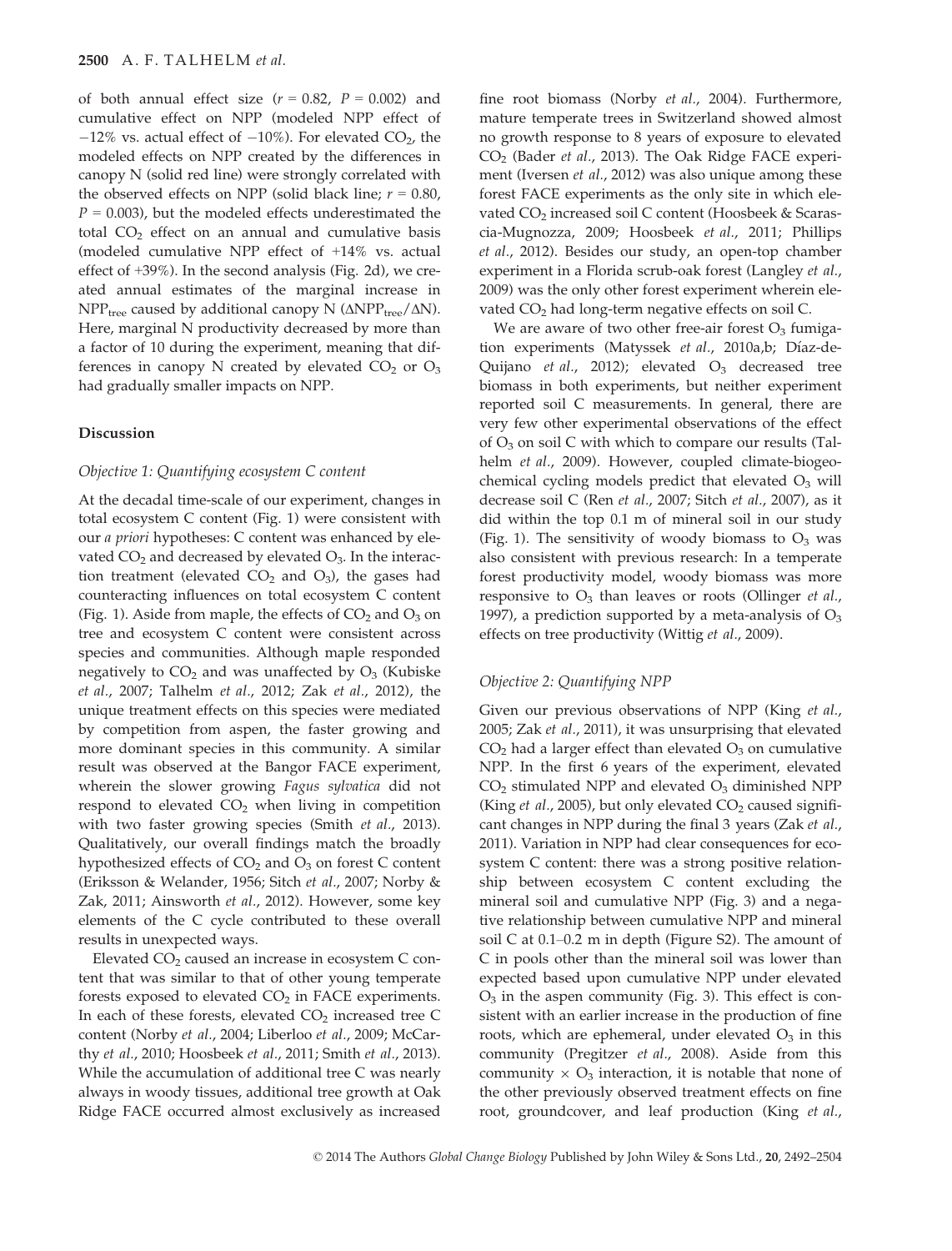of both annual effect size ($r = 0.82$, $P = 0.002$) and cumulative effect on NPP (modeled NPP effect of −12% vs. actual effect of −10%). For elevated $CO_2$, the modeled effects on NPP created by the differences in canopy N (solid red line) were strongly correlated with the observed effects on NPP (solid black line; $r = 0.80$, $P = 0.003$), but the modeled effects underestimated the total $CO_2$ effect on an annual and cumulative basis (modeled cumulative NPP effect of +14% vs. actual effect of +39%). In the second analysis (Fig. 2d), we created annual estimates of the marginal increase in $NPP_{tree}$ caused by additional canopy N ($\Delta NPP_{tree}/\Delta N$). Here, marginal N productivity decreased by more than a factor of 10 during the experiment, meaning that differences in canopy N created by elevated $CO_2$ or $O_3$ had gradually smaller impacts on NPP.

## Discussion

### *Objective 1: Quantifying ecosystem C content*

At the decadal time-scale of our experiment, changes in total ecosystem C content (Fig. 1) were consistent with our *a priori* hypotheses: C content was enhanced by elevated $CO_2$ and decreased by elevated $O_3$. In the interaction treatment (elevated $CO_2$ and $O_3$), the gases had counteracting influences on total ecosystem C content (Fig. 1). Aside from maple, the effects of $CO_2$ and $O_3$ on tree and ecosystem C content were consistent across species and communities. Although maple responded negatively to $CO_2$ and was unaffected by $O_3$ (Kubiske *et al.*, 2007; Talhelm *et al.*, 2012; Zak *et al.*, 2012), the unique treatment effects on this species were mediated by competition from aspen, the faster growing and more dominant species in this community. A similar result was observed at the Bangor FACE experiment, wherein the slower growing *Fagus sylvatica* did not respond to elevated $CO_2$ when living in competition with two faster growing species (Smith *et al.*, 2013). Qualitatively, our overall findings match the broadly hypothesized effects of $CO_2$ and $O_3$ on forest C content (Eriksson & Welander, 1956; Sitch *et al.*, 2007; Norby & Zak, 2011; Ainsworth *et al.*, 2012). However, some key elements of the C cycle contributed to these overall results in unexpected ways.

Elevated $CO_2$ caused an increase in ecosystem C content that was similar to that of other young temperate forests exposed to elevated $CO_2$ in FACE experiments. In each of these forests, elevated $CO_2$ increased tree C content (Norby *et al.*, 2004; Liberloo *et al.*, 2009; McCarthy *et al.*, 2010; Hoosbeek *et al.*, 2011; Smith *et al.*, 2013). While the accumulation of additional tree C was nearly always in woody tissues, additional tree growth at Oak Ridge FACE occurred almost exclusively as increased fine root biomass (Norby *et al.*, 2004). Furthermore, mature temperate trees in Switzerland showed almost no growth response to 8 years of exposure to elevated $CO_2$ (Bader *et al.*, 2013). The Oak Ridge FACE experiment (Iversen *et al.*, 2012) was also unique among these forest FACE experiments as the only site in which elevated $CO_2$ increased soil C content (Hoosbeek & Scarascia-Mugnozza, 2009; Hoosbeek *et al.*, 2011; Phillips *et al.*, 2012). Besides our study, an open-top chamber experiment in a Florida scrub-oak forest (Langley *et al.*, 2009) was the only other forest experiment wherein elevated $CO_2$ had long-term negative effects on soil C.

We are aware of two other free-air forest $O_3$ fumigation experiments (Matyssek *et al.*, 2010a,b; Díaz-de-Quijano *et al.*, 2012); elevated $O_3$ decreased tree biomass in both experiments, but neither experiment reported soil C measurements. In general, there are very few other experimental observations of the effect of $O_3$ on soil C with which to compare our results (Talhelm *et al.*, 2009). However, coupled climate-biogeochemical cycling models predict that elevated $O_3$ will decrease soil C (Ren *et al.*, 2007; Sitch *et al.*, 2007), as it did within the top 0.1 m of mineral soil in our study (Fig. 1). The sensitivity of woody biomass to $O_3$ was also consistent with previous research: In a temperate forest productivity model, woody biomass was more responsive to $O_3$ than leaves or roots (Ollinger *et al.*, 1997), a prediction supported by a meta-analysis of $O_3$ effects on tree productivity (Wittig *et al.*, 2009).

### *Objective 2: Quantifying NPP*

Given our previous observations of NPP (King *et al.*, 2005; Zak *et al.*, 2011), it was unsurprising that elevated $CO_2$ had a larger effect than elevated $O_3$ on cumulative NPP. In the first 6 years of the experiment, elevated $CO_2$ stimulated NPP and elevated $O_3$ diminished NPP (King *et al.*, 2005), but only elevated $CO_2$ caused significant changes in NPP during the final 3 years (Zak *et al.*, 2011). Variation in NPP had clear consequences for ecosystem C content: there was a strong positive relationship between ecosystem C content excluding the mineral soil and cumulative NPP (Fig. 3) and a negative relationship between cumulative NPP and mineral soil C at 0.1–0.2 m in depth (Figure S2). The amount of C in pools other than the mineral soil was lower than expected based upon cumulative NPP under elevated $O_3$ in the aspen community (Fig. 3). This effect is consistent with an earlier increase in the production of fine roots, which are ephemeral, under elevated $O_3$ in this community (Pregitzer *et al.*, 2008). Aside from this community × $O_3$ interaction, it is notable that none of the other previously observed treatment effects on fine root, groundcover, and leaf production (King *et al.*,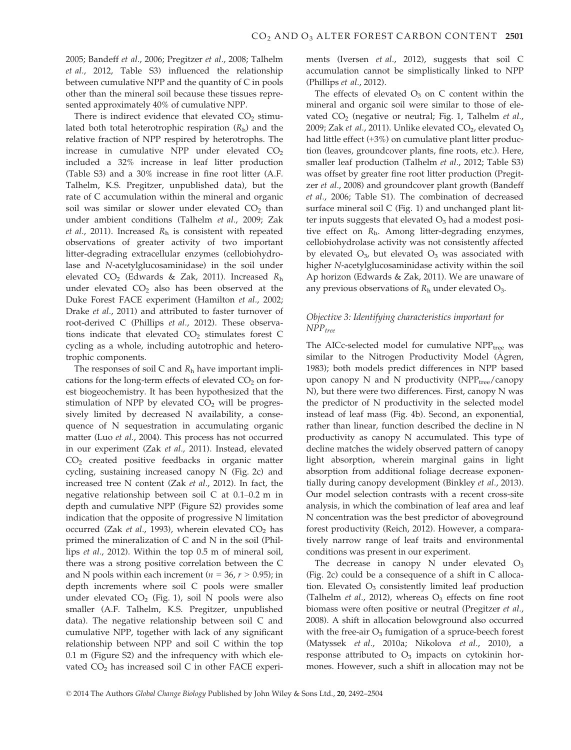2005; Bandeff *et al.*, 2006; Pregitzer *et al.*, 2008; Talhelm *et al.*, 2012, Table S3) influenced the relationship between cumulative NPP and the quantity of C in pools other than the mineral soil because these tissues represented approximately 40% of cumulative NPP.

There is indirect evidence that elevated $CO_2$ stimulated both total heterotrophic respiration ($R_h$) and the relative fraction of NPP respired by heterotrophs. The increase in cumulative NPP under elevated $CO_2$ included a 32% increase in leaf litter production (Table S3) and a 30% increase in fine root litter (A.F. Talhelm, K.S. Pregitzer, unpublished data), but the rate of C accumulation within the mineral and organic soil was similar or slower under elevated $CO_2$ than under ambient conditions (Talhelm *et al.*, 2009; Zak *et al.*, 2011). Increased $R_h$ is consistent with repeated observations of greater activity of two important litter-degrading extracellular enzymes (cellobiohydrolase and *N*-acetylglucosaminidase) in the soil under elevated $CO_2$ (Edwards & Zak, 2011). Increased $R_h$ under elevated $CO_2$ also has been observed at the Duke Forest FACE experiment (Hamilton *et al.*, 2002; Drake *et al.*, 2011) and attributed to faster turnover of root-derived C (Phillips *et al.*, 2012). These observations indicate that elevated $CO_2$ stimulates forest C cycling as a whole, including autotrophic and heterotrophic components.

The responses of soil C and $R_h$ have important implications for the long-term effects of elevated $CO_2$ on forest biogeochemistry. It has been hypothesized that the stimulation of NPP by elevated $CO_2$ will be progressively limited by decreased N availability, a consequence of N sequestration in accumulating organic matter (Luo *et al.*, 2004). This process has not occurred in our experiment (Zak *et al.*, 2011). Instead, elevated $CO_2$ created positive feedbacks in organic matter cycling, sustaining increased canopy N (Fig. 2c) and increased tree N content (Zak *et al.*, 2012). In fact, the negative relationship between soil C at 0.1–0.2 m in depth and cumulative NPP (Figure S2) provides some indication that the opposite of progressive N limitation occurred (Zak *et al.*, 1993), wherein elevated $CO_2$ has primed the mineralization of C and N in the soil (Phillips *et al.*, 2012). Within the top 0.5 m of mineral soil, there was a strong positive correlation between the C and N pools within each increment ($n = 36$, $r > 0.95$); in depth increments where soil C pools were smaller under elevated $CO_2$ (Fig. 1), soil N pools were also smaller (A.F. Talhelm, K.S. Pregitzer, unpublished data). The negative relationship between soil C and cumulative NPP, together with lack of any significant relationship between NPP and soil C within the top 0.1 m (Figure S2) and the infrequency with which elevated $CO_2$ has increased soil C in other FACE experiments (Iversen *et al.*, 2012), suggests that soil C accumulation cannot be simplistically linked to NPP (Phillips *et al.*, 2012).

The effects of elevated $O_3$ on C content within the mineral and organic soil were similar to those of elevated $CO_2$ (negative or neutral; Fig. 1, Talhelm *et al.*, 2009; Zak *et al.*, 2011). Unlike elevated $CO_2$, elevated $O_3$ had little effect (+3%) on cumulative plant litter production (leaves, groundcover plants, fine roots, etc.). Here, smaller leaf production (Talhelm *et al.*, 2012; Table S3) was offset by greater fine root litter production (Pregitzer *et al.*, 2008) and groundcover plant growth (Bandeff *et al.*, 2006; Table S1). The combination of decreased surface mineral soil C (Fig. 1) and unchanged plant litter inputs suggests that elevated $O_3$ had a modest positive effect on $R_h$. Among litter-degrading enzymes, cellobiohydrolase activity was not consistently affected by elevated $O_3$, but elevated $O_3$ was associated with higher *N*-acetylglucosaminidase activity within the soil Ap horizon (Edwards & Zak, 2011). We are unaware of any previous observations of $R_h$ under elevated $O_3$.

### *Objective 3: Identifying characteristics important for $NPP_{tree}$*

The AICc-selected model for cumulative $NPP_{tree}$ was similar to the Nitrogen Productivity Model (Ågren, 1983); both models predict differences in NPP based upon canopy N and N productivity ($NPP_{tree}$/canopy N), but there were two differences. First, canopy N was the predictor of N productivity in the selected model instead of leaf mass (Fig. 4b). Second, an exponential, rather than linear, function described the decline in N productivity as canopy N accumulated. This type of decline matches the widely observed pattern of canopy light absorption, wherein marginal gains in light absorption from additional foliage decrease exponentially during canopy development (Binkley *et al.*, 2013). Our model selection contrasts with a recent cross-site analysis, in which the combination of leaf area and leaf N concentration was the best predictor of aboveground forest productivity (Reich, 2012). However, a comparatively narrow range of leaf traits and environmental conditions was present in our experiment.

The decrease in canopy N under elevated $O_3$ (Fig. 2c) could be a consequence of a shift in C allocation. Elevated $O_3$ consistently limited leaf production (Talhelm *et al.*, 2012), whereas $O_3$ effects on fine root biomass were often positive or neutral (Pregitzer *et al.*, 2008). A shift in allocation belowground also occurred with the free-air $O_3$ fumigation of a spruce-beech forest (Matyssek *et al.*, 2010a; Nikolova *et al.*, 2010), a response attributed to $O_3$ impacts on cytokinin hormones. However, such a shift in allocation may not be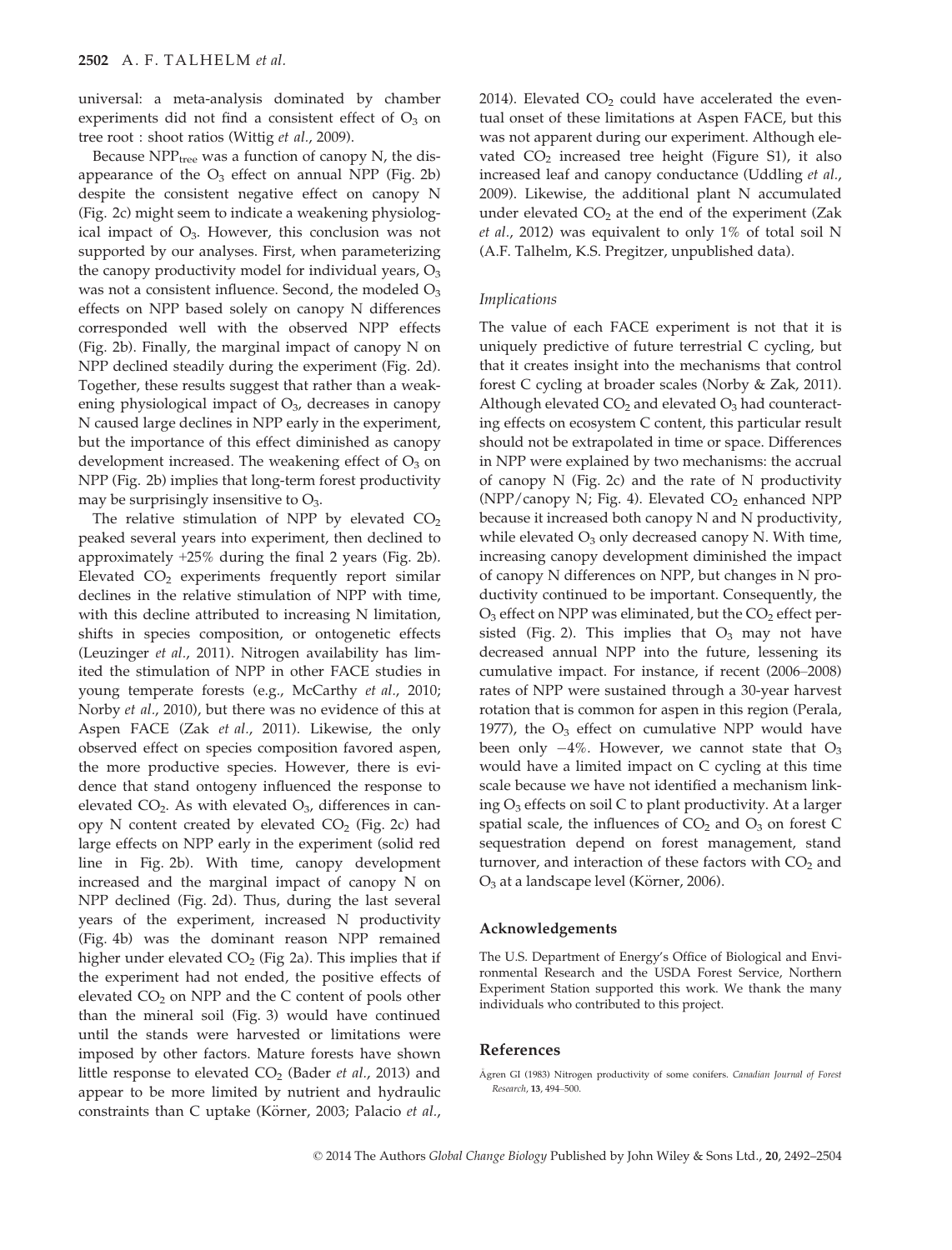universal: a meta-analysis dominated by chamber experiments did not find a consistent effect of $O_3$ on tree root : shoot ratios (Wittig *et al*., 2009).

Because $NPP_{tree}$ was a function of canopy N, the disappearance of the $O_3$ effect on annual NPP (Fig. 2b) despite the consistent negative effect on canopy N (Fig. 2c) might seem to indicate a weakening physiological impact of $O_3$. However, this conclusion was not supported by our analyses. First, when parameterizing the canopy productivity model for individual years, $O_3$ was not a consistent influence. Second, the modeled $O_3$ effects on NPP based solely on canopy N differences corresponded well with the observed NPP effects (Fig. 2b). Finally, the marginal impact of canopy N on NPP declined steadily during the experiment (Fig. 2d). Together, these results suggest that rather than a weakening physiological impact of $O_3$, decreases in canopy N caused large declines in NPP early in the experiment, but the importance of this effect diminished as canopy development increased. The weakening effect of $O_3$ on NPP (Fig. 2b) implies that long-term forest productivity may be surprisingly insensitive to $O_3$.

The relative stimulation of NPP by elevated $CO_2$ peaked several years into experiment, then declined to approximately +25% during the final 2 years (Fig. 2b). Elevated $CO_2$ experiments frequently report similar declines in the relative stimulation of NPP with time, with this decline attributed to increasing N limitation, shifts in species composition, or ontogenetic effects (Leuzinger *et al*., 2011). Nitrogen availability has limited the stimulation of NPP in other FACE studies in young temperate forests (e.g., McCarthy *et al*., 2010; Norby *et al*., 2010), but there was no evidence of this at Aspen FACE (Zak *et al*., 2011). Likewise, the only observed effect on species composition favored aspen, the more productive species. However, there is evidence that stand ontogeny influenced the response to elevated $CO_2$. As with elevated $O_3$, differences in canopy N content created by elevated $CO_2$ (Fig. 2c) had large effects on NPP early in the experiment (solid red line in Fig. 2b). With time, canopy development increased and the marginal impact of canopy N on NPP declined (Fig. 2d). Thus, during the last several years of the experiment, increased N productivity (Fig. 4b) was the dominant reason NPP remained higher under elevated $CO_2$ (Fig 2a). This implies that if the experiment had not ended, the positive effects of elevated $CO_2$ on NPP and the C content of pools other than the mineral soil (Fig. 3) would have continued until the stands were harvested or limitations were imposed by other factors. Mature forests have shown little response to elevated $CO_2$ (Bader *et al*., 2013) and appear to be more limited by nutrient and hydraulic constraints than C uptake (Körner, 2003; Palacio *et al*., 2014). Elevated $CO_2$ could have accelerated the eventual onset of these limitations at Aspen FACE, but this was not apparent during our experiment. Although elevated $CO_2$ increased tree height (Figure S1), it also increased leaf and canopy conductance (Uddling *et al*., 2009). Likewise, the additional plant N accumulated under elevated $CO_2$ at the end of the experiment (Zak *et al*., 2012) was equivalent to only 1% of total soil N (A.F. Talhelm, K.S. Pregitzer, unpublished data).

### *Implications*

The value of each FACE experiment is not that it is uniquely predictive of future terrestrial C cycling, but that it creates insight into the mechanisms that control forest C cycling at broader scales (Norby & Zak, 2011). Although elevated $CO_2$ and elevated $O_3$ had counteracting effects on ecosystem C content, this particular result should not be extrapolated in time or space. Differences in NPP were explained by two mechanisms: the accrual of canopy N (Fig. 2c) and the rate of N productivity (NPP/canopy N; Fig. 4). Elevated $CO_2$ enhanced NPP because it increased both canopy N and N productivity, while elevated $O_3$ only decreased canopy N. With time, increasing canopy development diminished the impact of canopy N differences on NPP, but changes in N productivity continued to be important. Consequently, the $O_3$ effect on NPP was eliminated, but the $CO_2$ effect persisted (Fig. 2). This implies that $O_3$ may not have decreased annual NPP into the future, lessening its cumulative impact. For instance, if recent (2006–2008) rates of NPP were sustained through a 30-year harvest rotation that is common for aspen in this region (Perala, 1977), the $O_3$ effect on cumulative NPP would have been only −4%. However, we cannot state that $O_3$ would have a limited impact on C cycling at this time scale because we have not identified a mechanism linking $O_3$ effects on soil C to plant productivity. At a larger spatial scale, the influences of $CO_2$ and $O_3$ on forest C sequestration depend on forest management, stand turnover, and interaction of these factors with $CO_2$ and $O_3$ at a landscape level (Körner, 2006).

## Acknowledgements

The U.S. Department of Energy's Office of Biological and Environmental Research and the USDA Forest Service, Northern Experiment Station supported this work. We thank the many individuals who contributed to this project.

## References

Ågren GI (1983) Nitrogen productivity of some conifers. *Canadian Journal of Forest Research*, **13**, 494–500.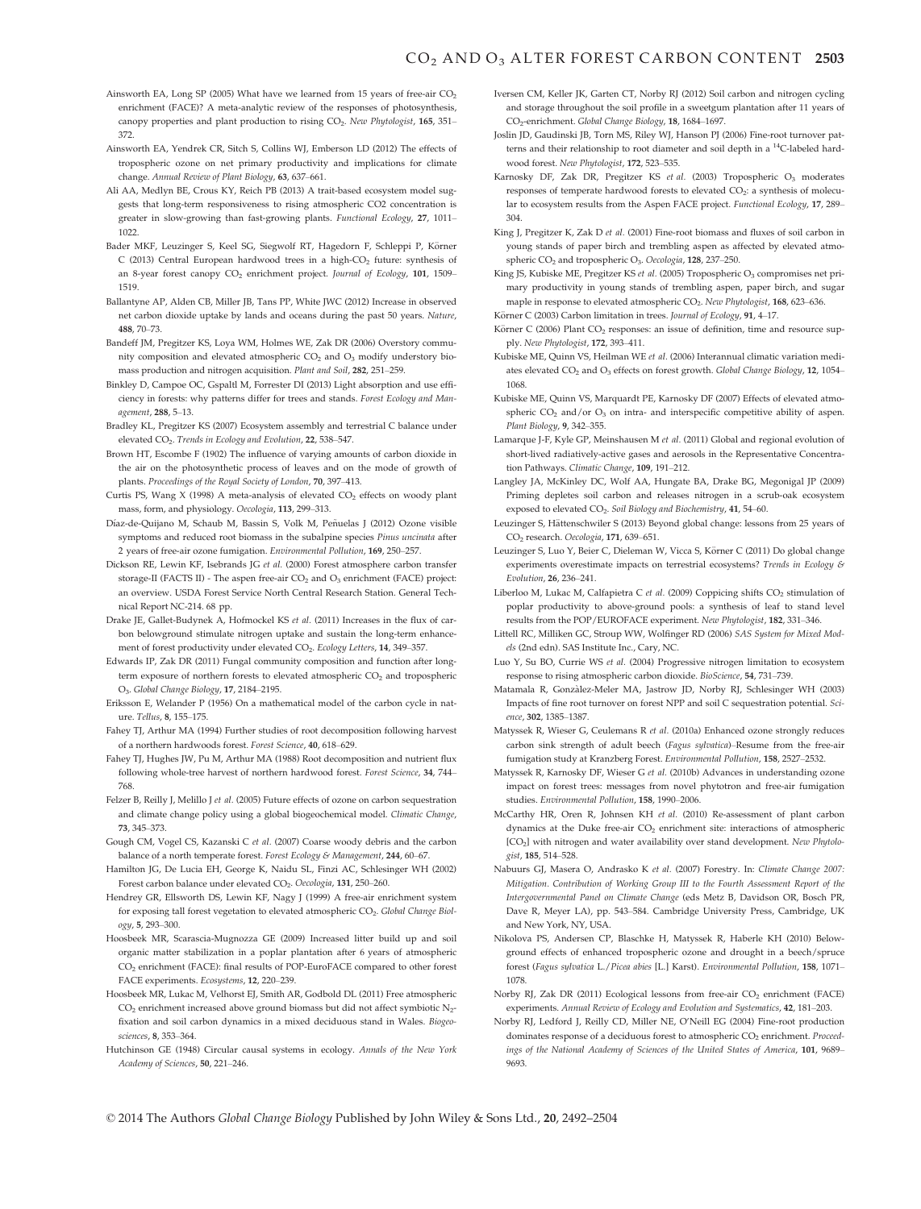Ainsworth EA, Long SP (2005) What have we learned from 15 years of free-air $CO_2$ enrichment (FACE)? A meta-analytic review of the responses of photosynthesis, canopy properties and plant production to rising $CO_2$. *New Phytologist*, **165**, 351–372.

Ainsworth EA, Yendrek CR, Sitch S, Collins WJ, Emberson LD (2012) The effects of tropospheric ozone on net primary productivity and implications for climate change. *Annual Review of Plant Biology*, **63**, 637–661.

Ali AA, Medlyn BE, Crous KY, Reich PB (2013) A trait-based ecosystem model suggests that long-term responsiveness to rising atmospheric CO2 concentration is greater in slow-growing than fast-growing plants. *Functional Ecology*, **27**, 1011–1022.

Bader MKF, Leuzinger S, Keel SG, Siegwolf RT, Hagedorn F, Schleppi P, Körner C (2013) Central European hardwood trees in a high-$CO_2$ future: synthesis of an 8-year forest canopy $CO_2$ enrichment project. *Journal of Ecology*, **101**, 1509–1519.

Ballantyne AP, Alden CB, Miller JB, Tans PP, White JWC (2012) Increase in observed net carbon dioxide uptake by lands and oceans during the past 50 years. *Nature*, **488**, 70–73.

Bandeff JM, Pregitzer KS, Loya WM, Holmes WE, Zak DR (2006) Overstory community composition and elevated atmospheric $CO_2$ and $O_3$ modify understory biomass production and nitrogen acquisition. *Plant and Soil*, **282**, 251–259.

Binkley D, Campoe OC, Gspaltl M, Forrester DI (2013) Light absorption and use efficiency in forests: why patterns differ for trees and stands. *Forest Ecology and Management*, **288**, 5–13.

Bradley KL, Pregitzer KS (2007) Ecosystem assembly and terrestrial C balance under elevated $CO_2$. *Trends in Ecology and Evolution*, **22**, 538–547.

Brown HT, Escombe F (1902) The influence of varying amounts of carbon dioxide in the air on the photosynthetic process of leaves and on the mode of growth of plants. *Proceedings of the Royal Society of London*, **70**, 397–413.

Curtis PS, Wang X (1998) A meta-analysis of elevated $CO_2$ effects on woody plant mass, form, and physiology. *Oecologia*, **113**, 299–313.

Díaz-de-Quijano M, Schaub M, Bassin S, Volk M, Peñuelas J (2012) Ozone visible symptoms and reduced root biomass in the subalpine species *Pinus uncinata* after 2 years of free-air ozone fumigation. *Environmental Pollution*, **169**, 250–257.

Dickson RE, Lewin KF, Isebrands JG *et al.* (2000) Forest atmosphere carbon transfer storage-II (FACTS II) - The aspen free-air $CO_2$ and $O_3$ enrichment (FACE) project: an overview. USDA Forest Service North Central Research Station. General Technical Report NC-214. 68 pp.

Drake JE, Gallet-Budynek A, Hofmockel KS *et al.* (2011) Increases in the flux of carbon belowground stimulate nitrogen uptake and sustain the long-term enhancement of forest productivity under elevated $CO_2$. *Ecology Letters*, **14**, 349–357.

Edwards IP, Zak DR (2011) Fungal community composition and function after long-term exposure of northern forests to elevated atmospheric $CO_2$ and tropospheric $O_3$. *Global Change Biology*, **17**, 2184–2195.

Eriksson E, Welander P (1956) On a mathematical model of the carbon cycle in nature. *Tellus*, **8**, 155–175.

Fahey TJ, Arthur MA (1994) Further studies of root decomposition following harvest of a northern hardwoods forest. *Forest Science*, **40**, 618–629.

Fahey TJ, Hughes JW, Pu M, Arthur MA (1988) Root decomposition and nutrient flux following whole-tree harvest of northern hardwood forest. *Forest Science*, **34**, 744–768.

Felzer B, Reilly J, Melillo J *et al.* (2005) Future effects of ozone on carbon sequestration and climate change policy using a global biogeochemical model. *Climatic Change*, **73**, 345–373.

Gough CM, Vogel CS, Kazanski C *et al.* (2007) Coarse woody debris and the carbon balance of a north temperate forest. *Forest Ecology & Management*, **244**, 60–67.

Hamilton JG, De Lucia EH, George K, Naidu SL, Finzi AC, Schlesinger WH (2002) Forest carbon balance under elevated $CO_2$. *Oecologia*, **131**, 250–260.

Hendrey GR, Ellsworth DS, Lewin KF, Nagy J (1999) A free-air enrichment system for exposing tall forest vegetation to elevated atmospheric $CO_2$. *Global Change Biology*, **5**, 293–300.

Hoosbeek MR, Scarascia-Mugnozza GE (2009) Increased litter build up and soil organic matter stabilization in a poplar plantation after 6 years of atmospheric $CO_2$ enrichment (FACE): final results of POP-EuroFACE compared to other forest FACE experiments. *Ecosystems*, **12**, 220–239.

Hoosbeek MR, Lukac M, Velhorst EJ, Smith AR, Godbold DL (2011) Free atmospheric $CO_2$ enrichment increased above ground biomass but did not affect symbiotic $N_2$-fixation and soil carbon dynamics in a mixed deciduous stand in Wales. *Biogeosciences*, **8**, 353–364.

Hutchinson GE (1948) Circular causal systems in ecology. *Annals of the New York Academy of Sciences*, **50**, 221–246.

Iversen CM, Keller JK, Garten CT, Norby RJ (2012) Soil carbon and nitrogen cycling and storage throughout the soil profile in a sweetgum plantation after 11 years of $CO_2$-enrichment. *Global Change Biology*, **18**, 1684–1697.

Joslin JD, Gaudinski JB, Torn MS, Riley WJ, Hanson PJ (2006) Fine-root turnover patterns and their relationship to root diameter and soil depth in a $^{14}$C-labeled hardwood forest. *New Phytologist*, **172**, 523–535.

Karnosky DF, Zak DR, Pregitzer KS *et al.* (2003) Tropospheric $O_3$ moderates responses of temperate hardwood forests to elevated $CO_2$: a synthesis of molecular to ecosystem results from the Aspen FACE project. *Functional Ecology*, **17**, 289–304.

King J, Pregitzer K, Zak D *et al.* (2001) Fine-root biomass and fluxes of soil carbon in young stands of paper birch and trembling aspen as affected by elevated atmospheric $CO_2$ and tropospheric $O_3$. *Oecologia*, **128**, 237–250.

King JS, Kubiske ME, Pregitzer KS *et al.* (2005) Tropospheric $O_3$ compromises net primary productivity in young stands of trembling aspen, paper birch, and sugar maple in response to elevated atmospheric $CO_2$. *New Phytologist*, **168**, 623–636.

Körner C (2003) Carbon limitation in trees. *Journal of Ecology*, **91**, 4–17.

Körner C (2006) Plant $CO_2$ responses: an issue of definition, time and resource supply. *New Phytologist*, **172**, 393–411.

Kubiske ME, Quinn VS, Heilman WE *et al.* (2006) Interannual climatic variation mediates elevated $CO_2$ and $O_3$ effects on forest growth. *Global Change Biology*, **12**, 1054–1068.

Kubiske ME, Quinn VS, Marquardt PE, Karnosky DF (2007) Effects of elevated atmospheric $CO_2$ and/or $O_3$ on intra- and interspecific competitive ability of aspen. *Plant Biology*, **9**, 342–355.

Lamarque J-F, Kyle GP, Meinshausen M *et al.* (2011) Global and regional evolution of short-lived radiatively-active gases and aerosols in the Representative Concentration Pathways. *Climatic Change*, **109**, 191–212.

Langley JA, McKinley DC, Wolf AA, Hungate BA, Drake BG, Megonigal JP (2009) Priming depletes soil carbon and releases nitrogen in a scrub-oak ecosystem exposed to elevated $CO_2$. *Soil Biology and Biochemistry*, **41**, 54–60.

Leuzinger S, Hättenschwiler S (2013) Beyond global change: lessons from 25 years of $CO_2$ research. *Oecologia*, **171**, 639–651.

Leuzinger S, Luo Y, Beier C, Dieleman W, Vicca S, Körner C (2011) Do global change experiments overestimate impacts on terrestrial ecosystems? *Trends in Ecology & Evolution*, **26**, 236–241.

Liberloo M, Lukac M, Calfapietra C *et al.* (2009) Coppicing shifts $CO_2$ stimulation of poplar productivity to above-ground pools: a synthesis of leaf to stand level results from the POP/EUROFACE experiment. *New Phytologist*, **182**, 331–346.

Littell RC, Milliken GC, Stroup WW, Wolfinger RD (2006) *SAS System for Mixed Models* (2nd edn). SAS Institute Inc., Cary, NC.

Luo Y, Su BO, Currie WS *et al.* (2004) Progressive nitrogen limitation to ecosystem response to rising atmospheric carbon dioxide. *BioScience*, **54**, 731–739.

Matamala R, Gonzàlez-Meler MA, Jastrow JD, Norby RJ, Schlesinger WH (2003) Impacts of fine root turnover on forest NPP and soil C sequestration potential. *Science*, **302**, 1385–1387.

Matyssek R, Wieser G, Ceulemans R *et al.* (2010a) Enhanced ozone strongly reduces carbon sink strength of adult beech (*Fagus sylvatica*)–Resume from the free-air fumigation study at Kranzberg Forest. *Environmental Pollution*, **158**, 2527–2532.

Matyssek R, Karnosky DF, Wieser G *et al.* (2010b) Advances in understanding ozone impact on forest trees: messages from novel phytotron and free-air fumigation studies. *Environmental Pollution*, **158**, 1990–2006.

McCarthy HR, Oren R, Johnsen KH *et al.* (2010) Re-assessment of plant carbon dynamics at the Duke free-air $CO_2$ enrichment site: interactions of atmospheric [$CO_2$] with nitrogen and water availability over stand development. *New Phytologist*, **185**, 514–528.

Nabuurs GJ, Masera O, Andrasko K *et al.* (2007) Forestry. In: *Climate Change 2007: Mitigation. Contribution of Working Group III to the Fourth Assessment Report of the Intergovernmental Panel on Climate Change* (eds Metz B, Davidson OR, Bosch PR, Dave R, Meyer LA), pp. 543–584. Cambridge University Press, Cambridge, UK and New York, NY, USA.

Nikolova PS, Andersen CP, Blaschke H, Matyssek R, Haberle KH (2010) Belowground effects of enhanced tropospheric ozone and drought in a beech/spruce forest (*Fagus sylvatica* L./*Picea abies* [L.] Karst). *Environmental Pollution*, **158**, 1071–1078.

Norby RJ, Zak DR (2011) Ecological lessons from free-air $CO_2$ enrichment (FACE) experiments. *Annual Review of Ecology and Evolution and Systematics*, **42**, 181–203.

Norby RJ, Ledford J, Reilly CD, Miller NE, O'Neill EG (2004) Fine-root production dominates response of a deciduous forest to atmospheric $CO_2$ enrichment. *Proceedings of the National Academy of Sciences of the United States of America*, **101**, 9689–9693.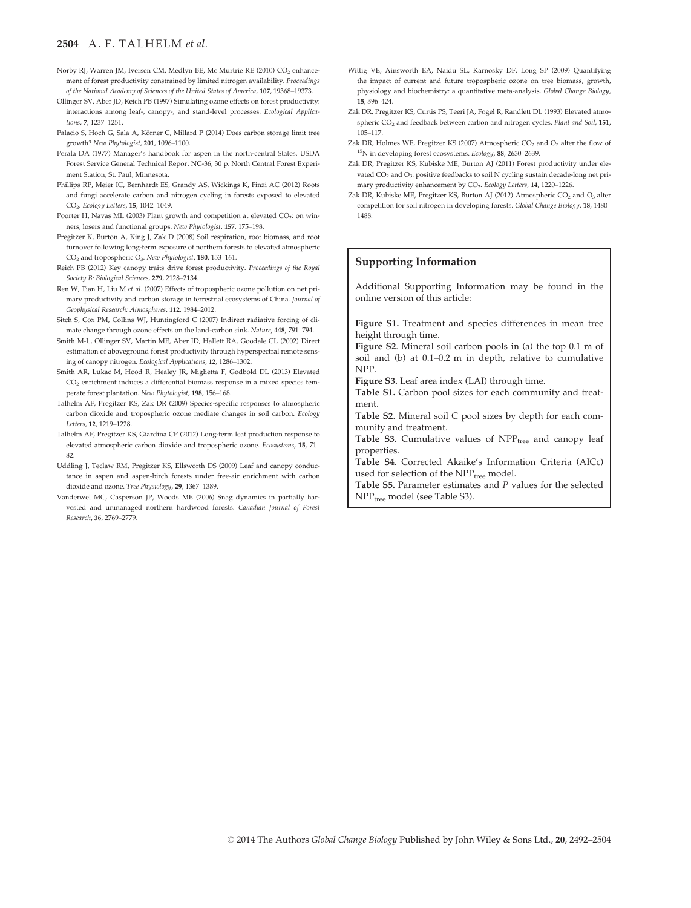Norby RJ, Warren JM, Iversen CM, Medlyn BE, Mc Murtrie RE (2010) $CO_2$ enhancement of forest productivity constrained by limited nitrogen availability. *Proceedings of the National Academy of Sciences of the United States of America*, **107**, 19368–19373.

Ollinger SV, Aber JD, Reich PB (1997) Simulating ozone effects on forest productivity: interactions among leaf-, canopy-, and stand-level processes. *Ecological Applications*, **7**, 1237–1251.

Palacio S, Hoch G, Sala A, Körner C, Millard P (2014) Does carbon storage limit tree growth? *New Phytologist*, **201**, 1096–1100.

Perala DA (1977) Manager's handbook for aspen in the north-central States. USDA Forest Service General Technical Report NC-36, 30 p. North Central Forest Experiment Station, St. Paul, Minnesota.

Phillips RP, Meier IC, Bernhardt ES, Grandy AS, Wickings K, Finzi AC (2012) Roots and fungi accelerate carbon and nitrogen cycling in forests exposed to elevated $CO_2$. *Ecology Letters*, **15**, 1042–1049.

Poorter H, Navas ML (2003) Plant growth and competition at elevated $CO_2$: on winners, losers and functional groups. *New Phytologist*, **157**, 175–198.

Pregitzer K, Burton A, King J, Zak D (2008) Soil respiration, root biomass, and root turnover following long-term exposure of northern forests to elevated atmospheric $CO_2$ and tropospheric $O_3$. *New Phytologist*, **180**, 153–161.

Reich PB (2012) Key canopy traits drive forest productivity. *Proceedings of the Royal Society B: Biological Sciences*, **279**, 2128–2134.

Ren W, Tian H, Liu M *et al.* (2007) Effects of tropospheric ozone pollution on net primary productivity and carbon storage in terrestrial ecosystems of China. *Journal of Geophysical Research: Atmospheres*, **112**, 1984–2012.

Sitch S, Cox PM, Collins WJ, Huntingford C (2007) Indirect radiative forcing of climate change through ozone effects on the land-carbon sink. *Nature*, **448**, 791–794.

Smith M-L, Ollinger SV, Martin ME, Aber JD, Hallett RA, Goodale CL (2002) Direct estimation of aboveground forest productivity through hyperspectral remote sensing of canopy nitrogen. *Ecological Applications*, **12**, 1286–1302.

Smith AR, Lukac M, Hood R, Healey JR, Miglietta F, Godbold DL (2013) Elevated $CO_2$ enrichment induces a differential biomass response in a mixed species temperate forest plantation. *New Phytologist*, **198**, 156–168.

Talhelm AF, Pregitzer KS, Zak DR (2009) Species-specific responses to atmospheric carbon dioxide and tropospheric ozone mediate changes in soil carbon. *Ecology Letters*, **12**, 1219–1228.

Talhelm AF, Pregitzer KS, Giardina CP (2012) Long-term leaf production response to elevated atmospheric carbon dioxide and tropospheric ozone. *Ecosystems*, **15**, 71–82.

Uddling J, Teclaw RM, Pregitzer KS, Ellsworth DS (2009) Leaf and canopy conductance in aspen and aspen-birch forests under free-air enrichment with carbon dioxide and ozone. *Tree Physiology*, **29**, 1367–1389.

Vanderwel MC, Casperson JP, Woods ME (2006) Snag dynamics in partially harvested and unmanaged northern hardwood forests. *Canadian Journal of Forest Research*, **36**, 2769–2779.

Wittig VE, Ainsworth EA, Naidu SL, Karnosky DF, Long SP (2009) Quantifying the impact of current and future tropospheric ozone on tree biomass, growth, physiology and biochemistry: a quantitative meta-analysis. *Global Change Biology*, **15**, 396–424.

Zak DR, Pregitzer KS, Curtis PS, Teeri JA, Fogel R, Randlett DL (1993) Elevated atmospheric $CO_2$ and feedback between carbon and nitrogen cycles. *Plant and Soil*, **151**, 105–117.

Zak DR, Holmes WE, Pregitzer KS (2007) Atmospheric $CO_2$ and $O_3$ alter the flow of $^{15}N$ in developing forest ecosystems. *Ecology*, **88**, 2630–2639.

Zak DR, Pregitzer KS, Kubiske ME, Burton AJ (2011) Forest productivity under elevated $CO_2$ and $O_3$: positive feedbacks to soil N cycling sustain decade-long net primary productivity enhancement by $CO_2$. *Ecology Letters*, **14**, 1220–1226.

Zak DR, Kubiske ME, Pregitzer KS, Burton AJ (2012) Atmospheric $CO_2$ and $O_3$ alter competition for soil nitrogen in developing forests. *Global Change Biology*, **18**, 1480–1488.

## Supporting Information

Additional Supporting Information may be found in the online version of this article:

**Figure S1.** Treatment and species differences in mean tree height through time.

**Figure S2**. Mineral soil carbon pools in (a) the top 0.1 m of soil and (b) at 0.1–0.2 m in depth, relative to cumulative NPP.

**Figure S3.** Leaf area index (LAI) through time.

**Table S1.** Carbon pool sizes for each community and treatment.

**Table S2**. Mineral soil C pool sizes by depth for each community and treatment.

**Table S3.** Cumulative values of $NPP_{tree}$ and canopy leaf properties.

**Table S4**. Corrected Akaike's Information Criteria (AICc) used for selection of the $NPP_{tree}$ model.

**Table S5.** Parameter estimates and *P* values for the selected $NPP_{tree}$ model (see Table S3).